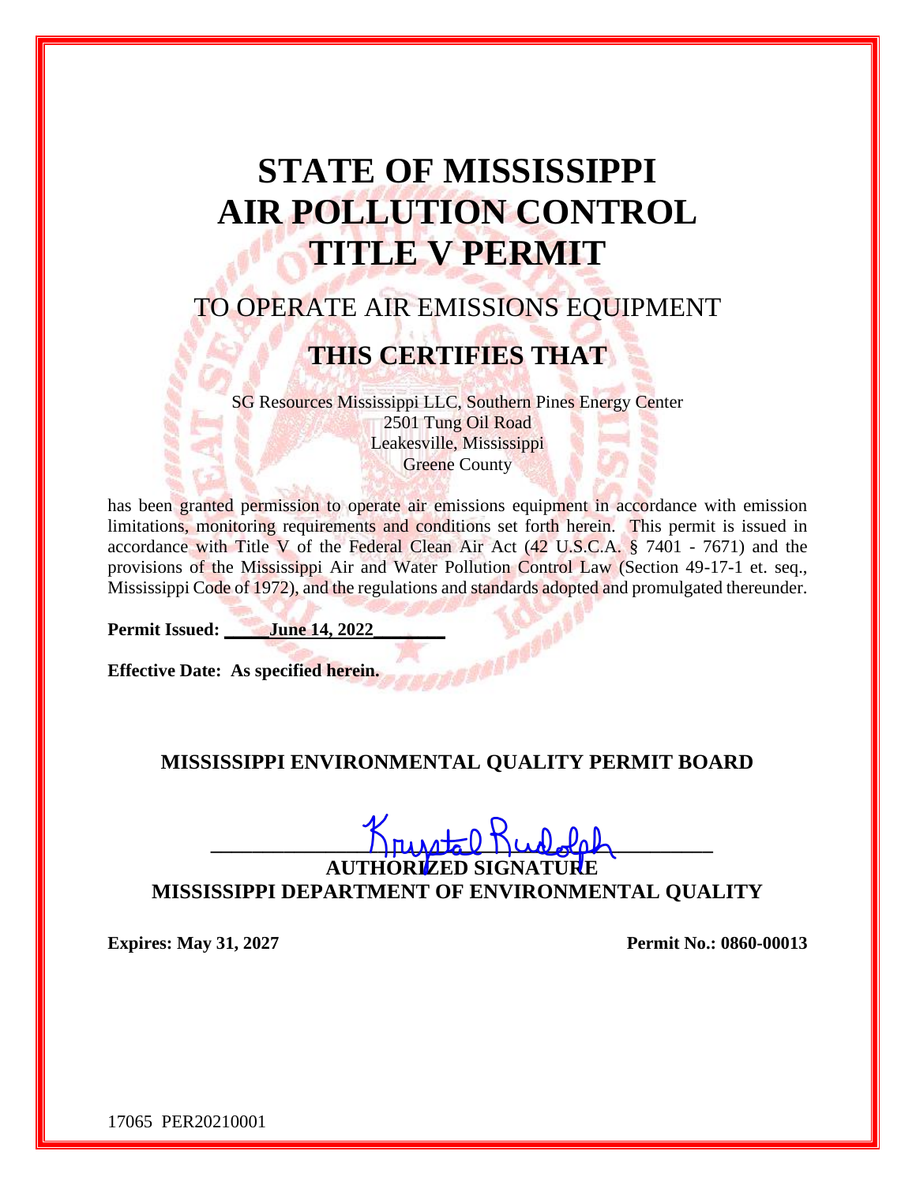# STATE OF MISSISSIPPI
# AIR POLLUTION CONTROL
# TITLE V PERMIT

## TO OPERATE AIR EMISSIONS EQUIPMENT

## THIS CERTIFIES THAT

SG Resources Mississippi LLC, Southern Pines Energy Center
2501 Tung Oil Road
Leakesville, Mississippi
Greene County

has been granted permission to operate air emissions equipment in accordance with emission limitations, monitoring requirements and conditions set forth herein. This permit is issued in accordance with Title V of the Federal Clean Air Act (42 U.S.C.A. § 7401 - 7671) and the provisions of the Mississippi Air and Water Pollution Control Law (Section 49-17-1 et. seq., Mississippi Code of 1972), and the regulations and standards adopted and promulgated thereunder.

**Permit Issued: June 14, 2022**

**Effective Date: As specified herein.**

**MISSISSIPPI ENVIRONMENTAL QUALITY PERMIT BOARD**

Krystal Rudolph
**AUTHORIZED SIGNATURE**
**MISSISSIPPI DEPARTMENT OF ENVIRONMENTAL QUALITY**

**Expires: May 31, 2027** **Permit No.: 0860-00013**

17065 PER20210001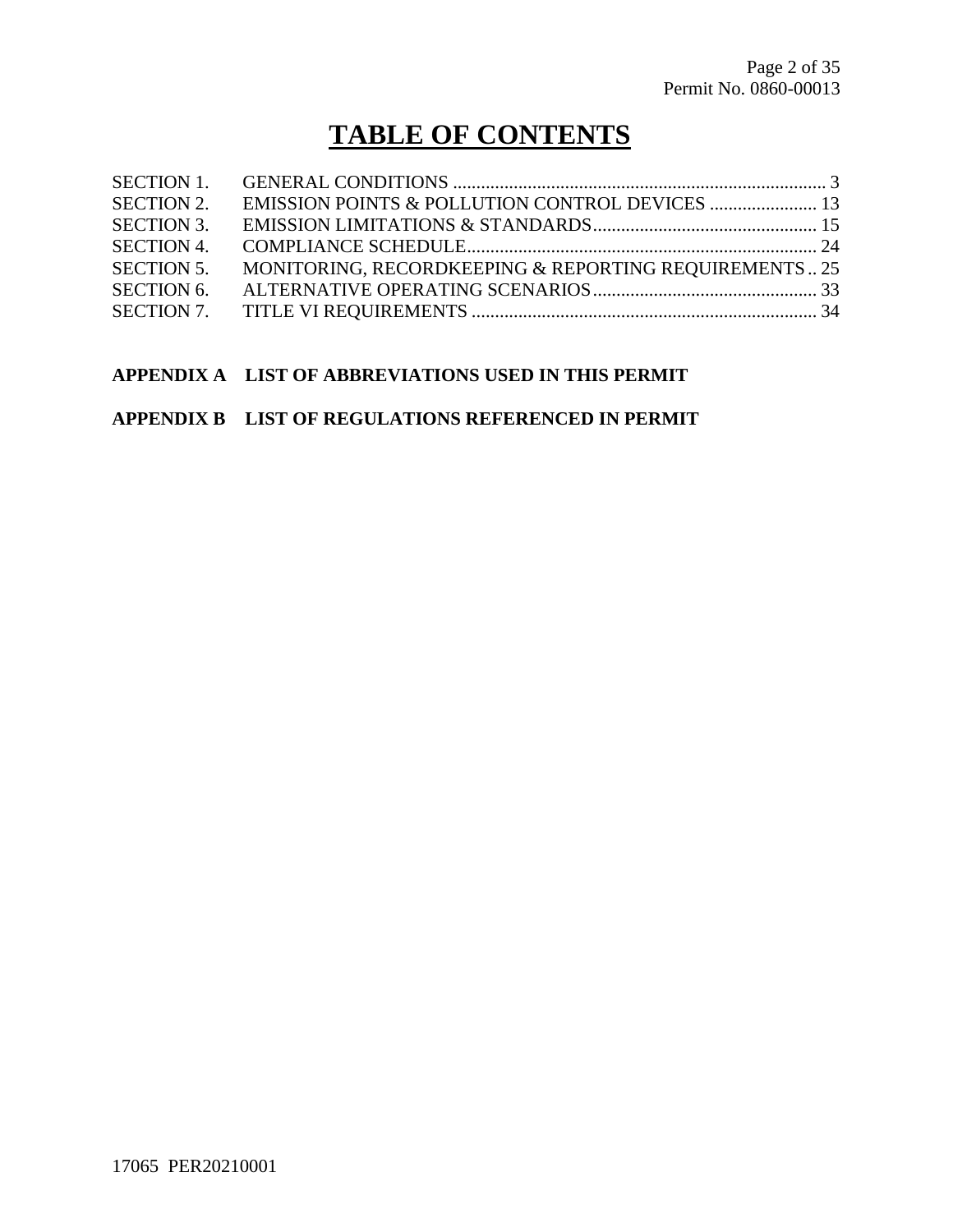# TABLE OF CONTENTS

| | | |
|---|---|---|
| SECTION 1. | GENERAL CONDITIONS | 3 |
| SECTION 2. | EMISSION POINTS & POLLUTION CONTROL DEVICES | 13 |
| SECTION 3. | EMISSION LIMITATIONS & STANDARDS | 15 |
| SECTION 4. | COMPLIANCE SCHEDULE | 24 |
| SECTION 5. | MONITORING, RECORDKEEPING & REPORTING REQUIREMENTS | 25 |
| SECTION 6. | ALTERNATIVE OPERATING SCENARIOS | 33 |
| SECTION 7. | TITLE VI REQUIREMENTS | 34 |

**APPENDIX A LIST OF ABBREVIATIONS USED IN THIS PERMIT**

**APPENDIX B LIST OF REGULATIONS REFERENCED IN PERMIT**

17065 PER20210001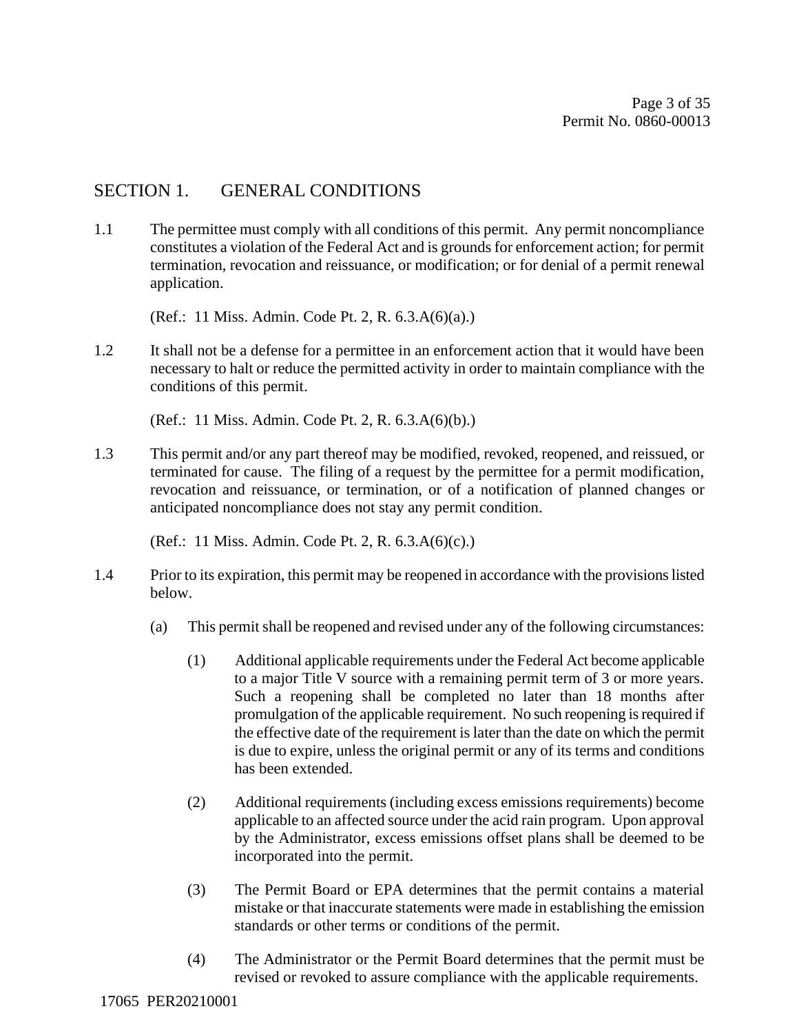## SECTION 1. GENERAL CONDITIONS

1.1 The permittee must comply with all conditions of this permit. Any permit noncompliance constitutes a violation of the Federal Act and is grounds for enforcement action; for permit termination, revocation and reissuance, or modification; or for denial of a permit renewal application.

(Ref.: 11 Miss. Admin. Code Pt. 2, R. 6.3.A(6)(a).)

1.2 It shall not be a defense for a permittee in an enforcement action that it would have been necessary to halt or reduce the permitted activity in order to maintain compliance with the conditions of this permit.

(Ref.: 11 Miss. Admin. Code Pt. 2, R. 6.3.A(6)(b).)

1.3 This permit and/or any part thereof may be modified, revoked, reopened, and reissued, or terminated for cause. The filing of a request by the permittee for a permit modification, revocation and reissuance, or termination, or of a notification of planned changes or anticipated noncompliance does not stay any permit condition.

(Ref.: 11 Miss. Admin. Code Pt. 2, R. 6.3.A(6)(c).)

1.4 Prior to its expiration, this permit may be reopened in accordance with the provisions listed below.

(a) This permit shall be reopened and revised under any of the following circumstances:

(1) Additional applicable requirements under the Federal Act become applicable to a major Title V source with a remaining permit term of 3 or more years. Such a reopening shall be completed no later than 18 months after promulgation of the applicable requirement. No such reopening is required if the effective date of the requirement is later than the date on which the permit is due to expire, unless the original permit or any of its terms and conditions has been extended.

(2) Additional requirements (including excess emissions requirements) become applicable to an affected source under the acid rain program. Upon approval by the Administrator, excess emissions offset plans shall be deemed to be incorporated into the permit.

(3) The Permit Board or EPA determines that the permit contains a material mistake or that inaccurate statements were made in establishing the emission standards or other terms or conditions of the permit.

(4) The Administrator or the Permit Board determines that the permit must be revised or revoked to assure compliance with the applicable requirements.

17065 PER20210001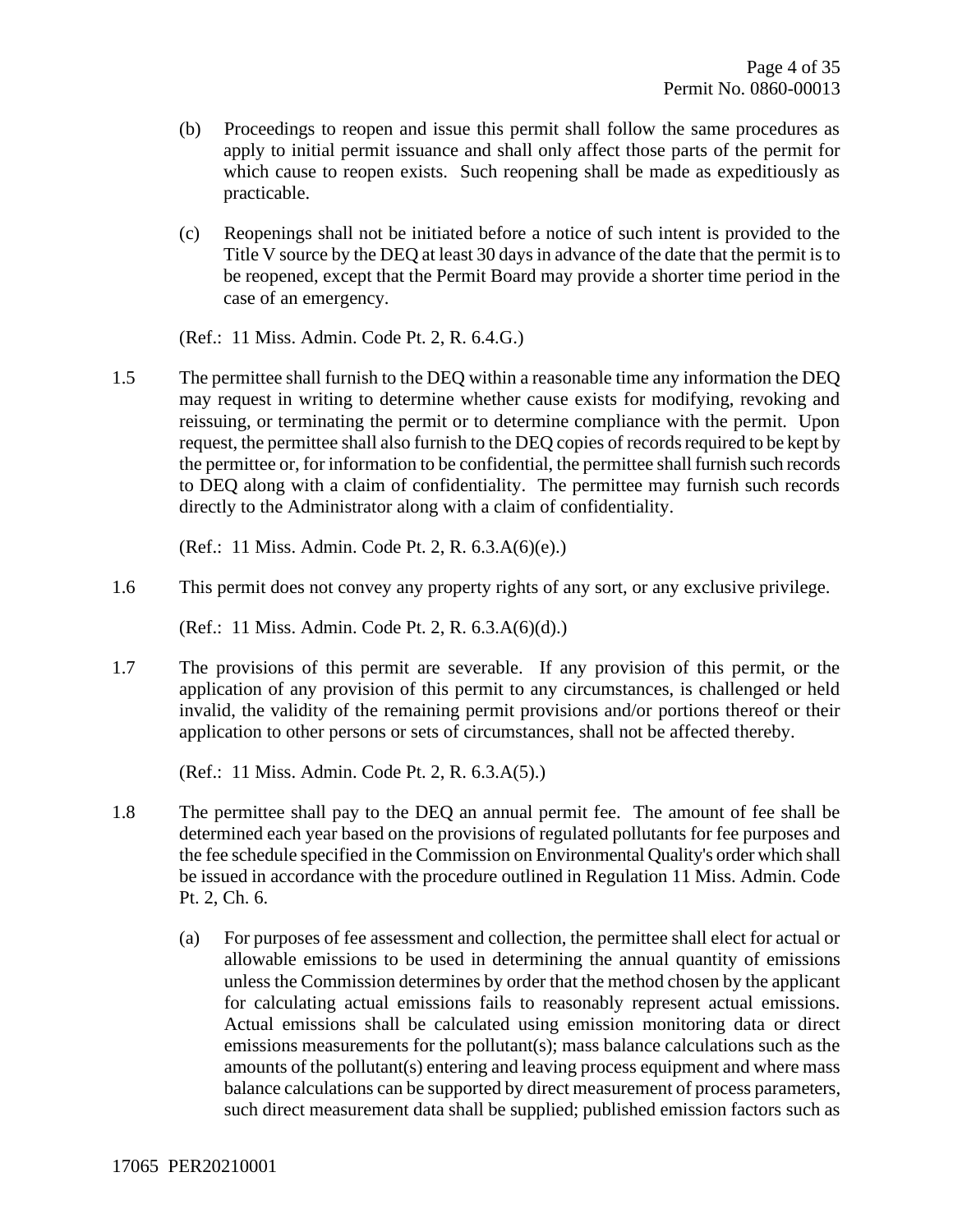(b) Proceedings to reopen and issue this permit shall follow the same procedures as apply to initial permit issuance and shall only affect those parts of the permit for which cause to reopen exists. Such reopening shall be made as expeditiously as practicable.

(c) Reopenings shall not be initiated before a notice of such intent is provided to the Title V source by the DEQ at least 30 days in advance of the date that the permit is to be reopened, except that the Permit Board may provide a shorter time period in the case of an emergency.

(Ref.: 11 Miss. Admin. Code Pt. 2, R. 6.4.G.)

1.5 The permittee shall furnish to the DEQ within a reasonable time any information the DEQ may request in writing to determine whether cause exists for modifying, revoking and reissuing, or terminating the permit or to determine compliance with the permit. Upon request, the permittee shall also furnish to the DEQ copies of records required to be kept by the permittee or, for information to be confidential, the permittee shall furnish such records to DEQ along with a claim of confidentiality. The permittee may furnish such records directly to the Administrator along with a claim of confidentiality.

(Ref.: 11 Miss. Admin. Code Pt. 2, R. 6.3.A(6)(e).)

1.6 This permit does not convey any property rights of any sort, or any exclusive privilege.

(Ref.: 11 Miss. Admin. Code Pt. 2, R. 6.3.A(6)(d).)

1.7 The provisions of this permit are severable. If any provision of this permit, or the application of any provision of this permit to any circumstances, is challenged or held invalid, the validity of the remaining permit provisions and/or portions thereof or their application to other persons or sets of circumstances, shall not be affected thereby.

(Ref.: 11 Miss. Admin. Code Pt. 2, R. 6.3.A(5).)

1.8 The permittee shall pay to the DEQ an annual permit fee. The amount of fee shall be determined each year based on the provisions of regulated pollutants for fee purposes and the fee schedule specified in the Commission on Environmental Quality's order which shall be issued in accordance with the procedure outlined in Regulation 11 Miss. Admin. Code Pt. 2, Ch. 6.

(a) For purposes of fee assessment and collection, the permittee shall elect for actual or allowable emissions to be used in determining the annual quantity of emissions unless the Commission determines by order that the method chosen by the applicant for calculating actual emissions fails to reasonably represent actual emissions. Actual emissions shall be calculated using emission monitoring data or direct emissions measurements for the pollutant(s); mass balance calculations such as the amounts of the pollutant(s) entering and leaving process equipment and where mass balance calculations can be supported by direct measurement of process parameters, such direct measurement data shall be supplied; published emission factors such as

17065 PER20210001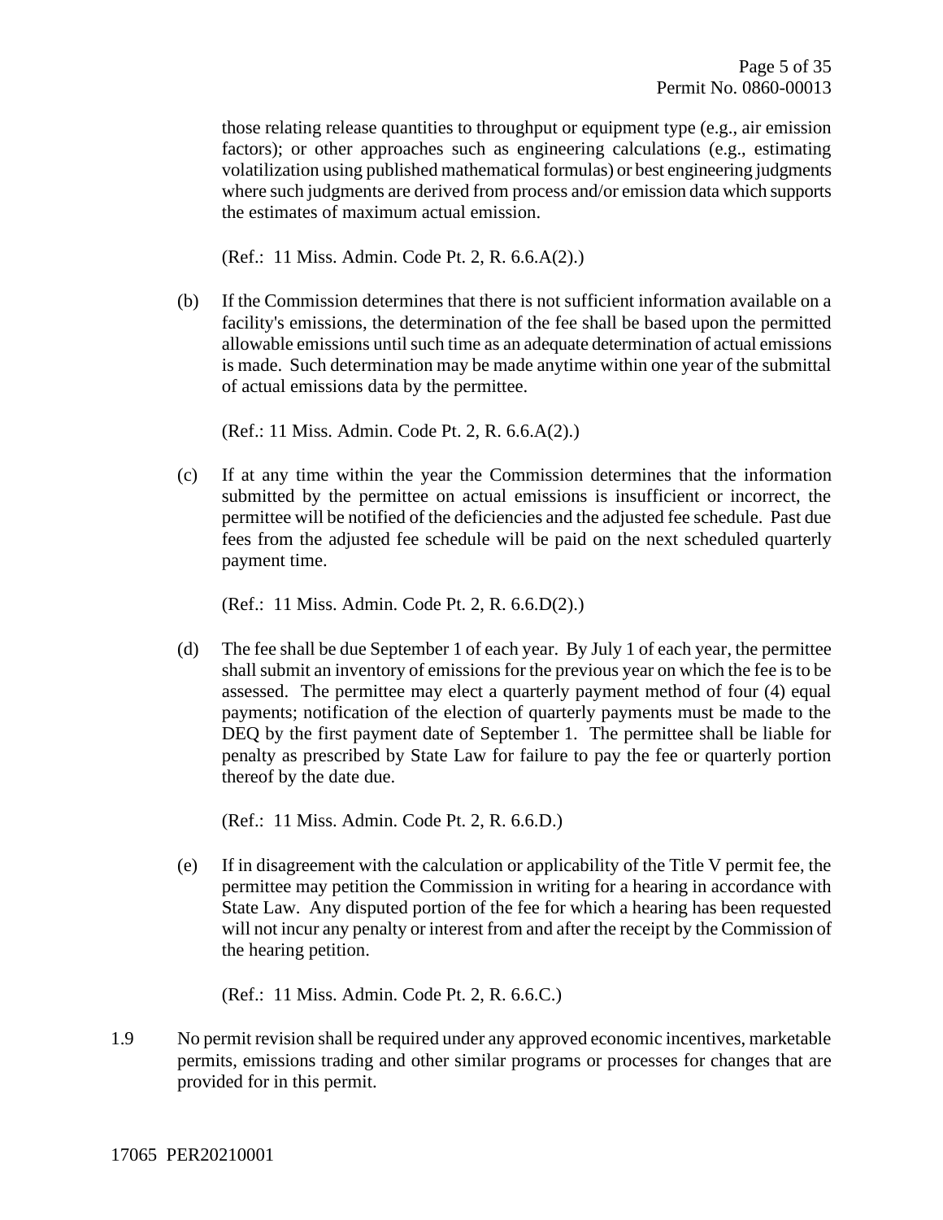those relating release quantities to throughput or equipment type (e.g., air emission factors); or other approaches such as engineering calculations (e.g., estimating volatilization using published mathematical formulas) or best engineering judgments where such judgments are derived from process and/or emission data which supports the estimates of maximum actual emission.

(Ref.: 11 Miss. Admin. Code Pt. 2, R. 6.6.A(2).)

(b) If the Commission determines that there is not sufficient information available on a facility's emissions, the determination of the fee shall be based upon the permitted allowable emissions until such time as an adequate determination of actual emissions is made. Such determination may be made anytime within one year of the submittal of actual emissions data by the permittee.

(Ref.: 11 Miss. Admin. Code Pt. 2, R. 6.6.A(2).)

(c) If at any time within the year the Commission determines that the information submitted by the permittee on actual emissions is insufficient or incorrect, the permittee will be notified of the deficiencies and the adjusted fee schedule. Past due fees from the adjusted fee schedule will be paid on the next scheduled quarterly payment time.

(Ref.: 11 Miss. Admin. Code Pt. 2, R. 6.6.D(2).)

(d) The fee shall be due September 1 of each year. By July 1 of each year, the permittee shall submit an inventory of emissions for the previous year on which the fee is to be assessed. The permittee may elect a quarterly payment method of four (4) equal payments; notification of the election of quarterly payments must be made to the DEQ by the first payment date of September 1. The permittee shall be liable for penalty as prescribed by State Law for failure to pay the fee or quarterly portion thereof by the date due.

(Ref.: 11 Miss. Admin. Code Pt. 2, R. 6.6.D.)

(e) If in disagreement with the calculation or applicability of the Title V permit fee, the permittee may petition the Commission in writing for a hearing in accordance with State Law. Any disputed portion of the fee for which a hearing has been requested will not incur any penalty or interest from and after the receipt by the Commission of the hearing petition.

(Ref.: 11 Miss. Admin. Code Pt. 2, R. 6.6.C.)

1.9 No permit revision shall be required under any approved economic incentives, marketable permits, emissions trading and other similar programs or processes for changes that are provided for in this permit.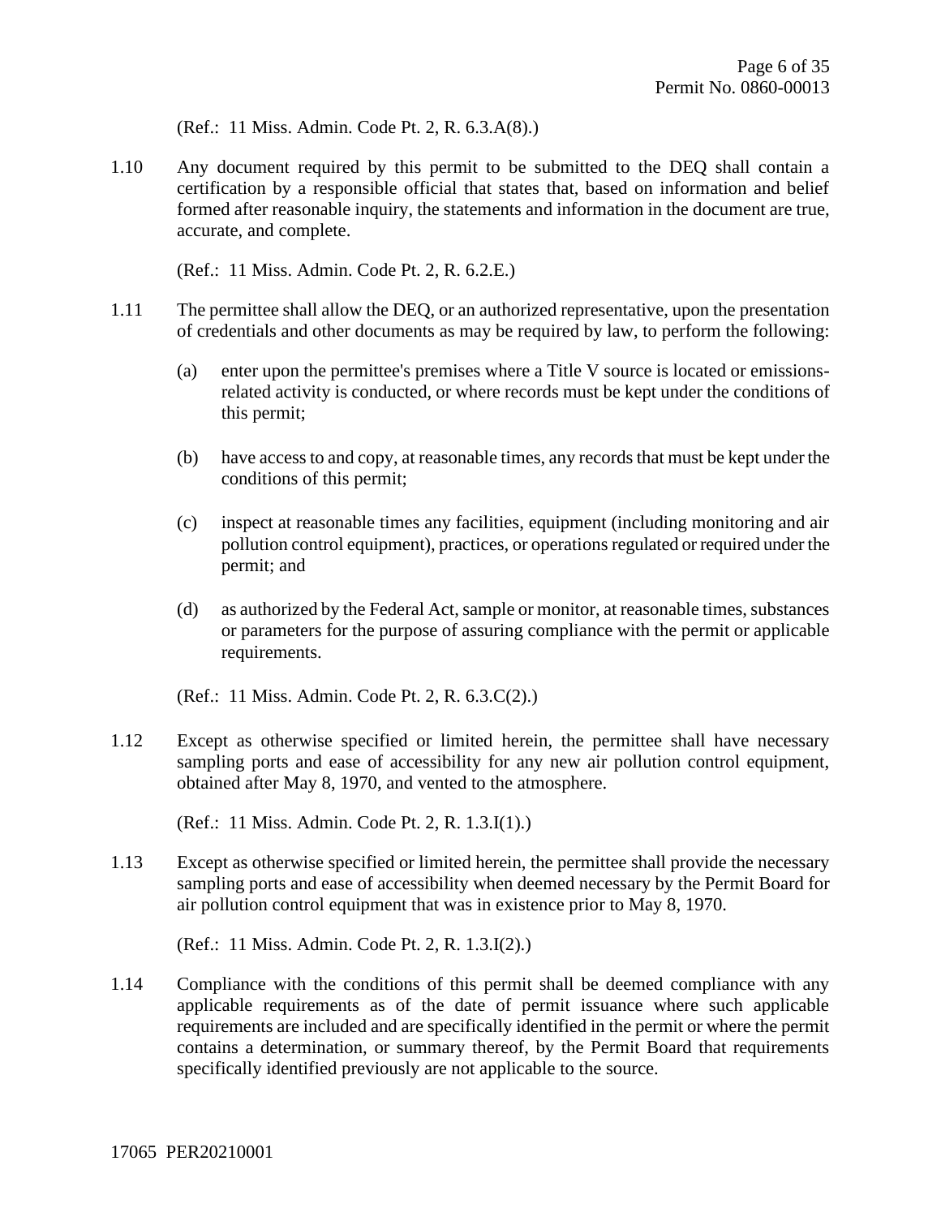(Ref.: 11 Miss. Admin. Code Pt. 2, R. 6.3.A(8).)

1.10 Any document required by this permit to be submitted to the DEQ shall contain a certification by a responsible official that states that, based on information and belief formed after reasonable inquiry, the statements and information in the document are true, accurate, and complete.

(Ref.: 11 Miss. Admin. Code Pt. 2, R. 6.2.E.)

1.11 The permittee shall allow the DEQ, or an authorized representative, upon the presentation of credentials and other documents as may be required by law, to perform the following:

(a) enter upon the permittee's premises where a Title V source is located or emissions-related activity is conducted, or where records must be kept under the conditions of this permit;

(b) have access to and copy, at reasonable times, any records that must be kept under the conditions of this permit;

(c) inspect at reasonable times any facilities, equipment (including monitoring and air pollution control equipment), practices, or operations regulated or required under the permit; and

(d) as authorized by the Federal Act, sample or monitor, at reasonable times, substances or parameters for the purpose of assuring compliance with the permit or applicable requirements.

(Ref.: 11 Miss. Admin. Code Pt. 2, R. 6.3.C(2).)

1.12 Except as otherwise specified or limited herein, the permittee shall have necessary sampling ports and ease of accessibility for any new air pollution control equipment, obtained after May 8, 1970, and vented to the atmosphere.

(Ref.: 11 Miss. Admin. Code Pt. 2, R. 1.3.I(1).)

1.13 Except as otherwise specified or limited herein, the permittee shall provide the necessary sampling ports and ease of accessibility when deemed necessary by the Permit Board for air pollution control equipment that was in existence prior to May 8, 1970.

(Ref.: 11 Miss. Admin. Code Pt. 2, R. 1.3.I(2).)

1.14 Compliance with the conditions of this permit shall be deemed compliance with any applicable requirements as of the date of permit issuance where such applicable requirements are included and are specifically identified in the permit or where the permit contains a determination, or summary thereof, by the Permit Board that requirements specifically identified previously are not applicable to the source.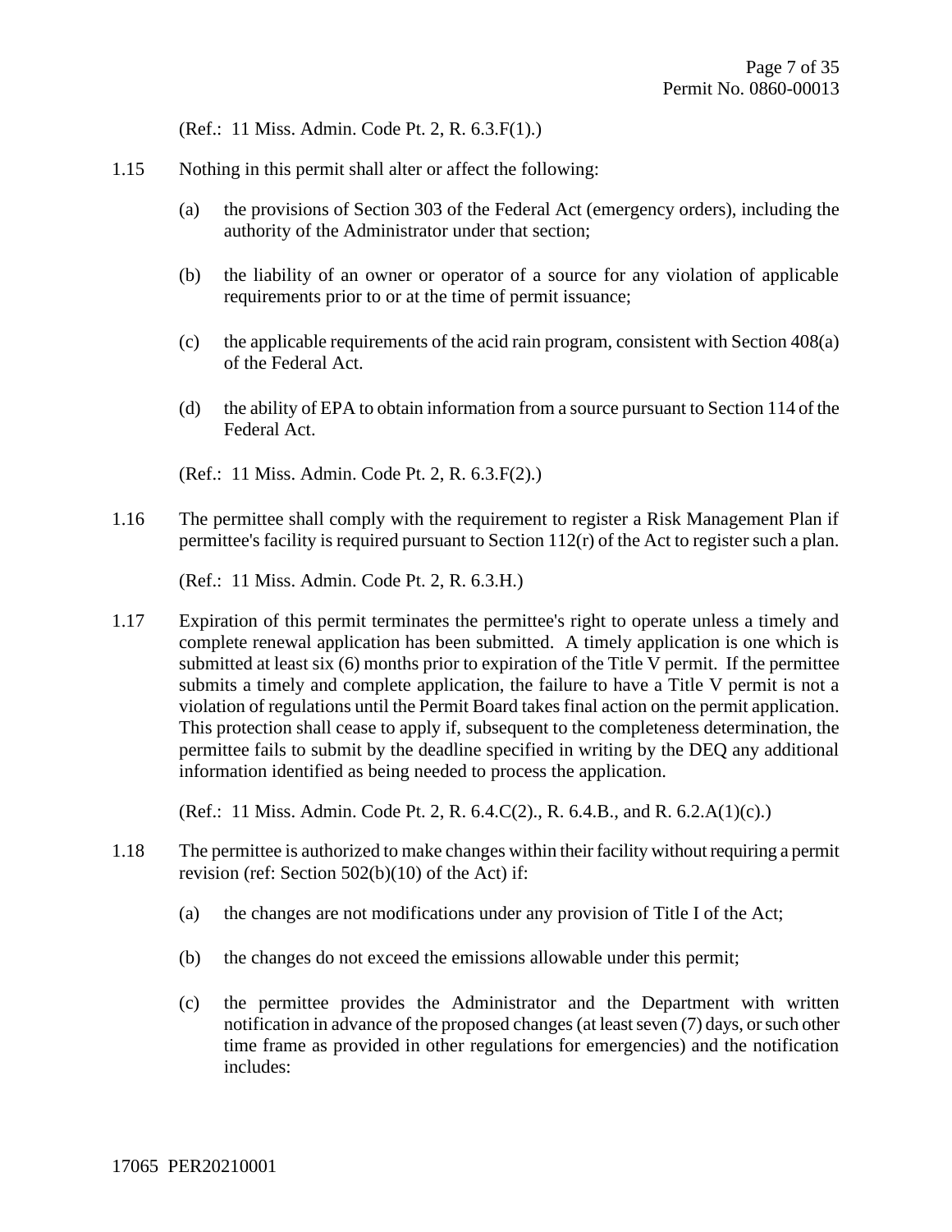(Ref.: 11 Miss. Admin. Code Pt. 2, R. 6.3.F(1).)

1.15 Nothing in this permit shall alter or affect the following:

(a) the provisions of Section 303 of the Federal Act (emergency orders), including the authority of the Administrator under that section;

(b) the liability of an owner or operator of a source for any violation of applicable requirements prior to or at the time of permit issuance;

(c) the applicable requirements of the acid rain program, consistent with Section 408(a) of the Federal Act.

(d) the ability of EPA to obtain information from a source pursuant to Section 114 of the Federal Act.

(Ref.: 11 Miss. Admin. Code Pt. 2, R. 6.3.F(2).)

1.16 The permittee shall comply with the requirement to register a Risk Management Plan if permittee's facility is required pursuant to Section 112(r) of the Act to register such a plan.

(Ref.: 11 Miss. Admin. Code Pt. 2, R. 6.3.H.)

1.17 Expiration of this permit terminates the permittee's right to operate unless a timely and complete renewal application has been submitted. A timely application is one which is submitted at least six (6) months prior to expiration of the Title V permit. If the permittee submits a timely and complete application, the failure to have a Title V permit is not a violation of regulations until the Permit Board takes final action on the permit application. This protection shall cease to apply if, subsequent to the completeness determination, the permittee fails to submit by the deadline specified in writing by the DEQ any additional information identified as being needed to process the application.

(Ref.: 11 Miss. Admin. Code Pt. 2, R. 6.4.C(2)., R. 6.4.B., and R. 6.2.A(1)(c).)

1.18 The permittee is authorized to make changes within their facility without requiring a permit revision (ref: Section 502(b)(10) of the Act) if:

(a) the changes are not modifications under any provision of Title I of the Act;

(b) the changes do not exceed the emissions allowable under this permit;

(c) the permittee provides the Administrator and the Department with written notification in advance of the proposed changes (at least seven (7) days, or such other time frame as provided in other regulations for emergencies) and the notification includes: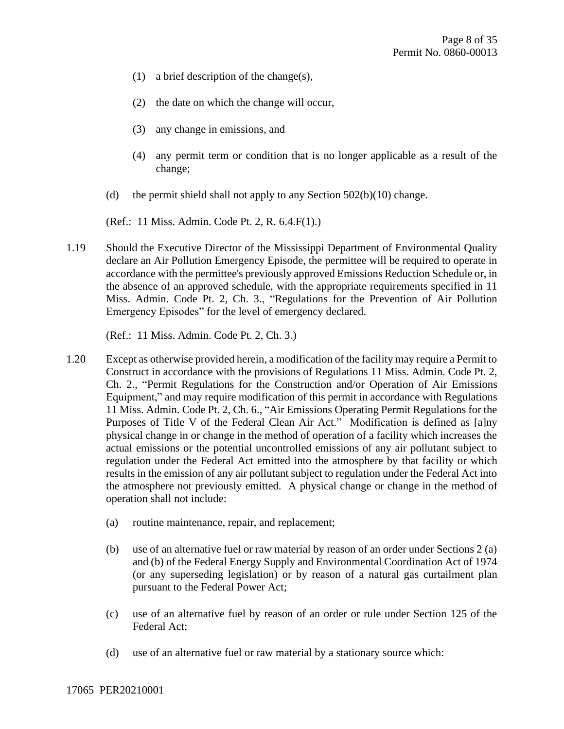(1) a brief description of the change(s),

(2) the date on which the change will occur,

(3) any change in emissions, and

(4) any permit term or condition that is no longer applicable as a result of the change;

(d) the permit shield shall not apply to any Section 502(b)(10) change.

(Ref.: 11 Miss. Admin. Code Pt. 2, R. 6.4.F(1).)

1.19 Should the Executive Director of the Mississippi Department of Environmental Quality declare an Air Pollution Emergency Episode, the permittee will be required to operate in accordance with the permittee's previously approved Emissions Reduction Schedule or, in the absence of an approved schedule, with the appropriate requirements specified in 11 Miss. Admin. Code Pt. 2, Ch. 3., "Regulations for the Prevention of Air Pollution Emergency Episodes" for the level of emergency declared.

(Ref.: 11 Miss. Admin. Code Pt. 2, Ch. 3.)

1.20 Except as otherwise provided herein, a modification of the facility may require a Permit to Construct in accordance with the provisions of Regulations 11 Miss. Admin. Code Pt. 2, Ch. 2., "Permit Regulations for the Construction and/or Operation of Air Emissions Equipment," and may require modification of this permit in accordance with Regulations 11 Miss. Admin. Code Pt. 2, Ch. 6., "Air Emissions Operating Permit Regulations for the Purposes of Title V of the Federal Clean Air Act." Modification is defined as [a]ny physical change in or change in the method of operation of a facility which increases the actual emissions or the potential uncontrolled emissions of any air pollutant subject to regulation under the Federal Act emitted into the atmosphere by that facility or which results in the emission of any air pollutant subject to regulation under the Federal Act into the atmosphere not previously emitted. A physical change or change in the method of operation shall not include:

(a) routine maintenance, repair, and replacement;

(b) use of an alternative fuel or raw material by reason of an order under Sections 2 (a) and (b) of the Federal Energy Supply and Environmental Coordination Act of 1974 (or any superseding legislation) or by reason of a natural gas curtailment plan pursuant to the Federal Power Act;

(c) use of an alternative fuel by reason of an order or rule under Section 125 of the Federal Act;

(d) use of an alternative fuel or raw material by a stationary source which:

17065 PER20210001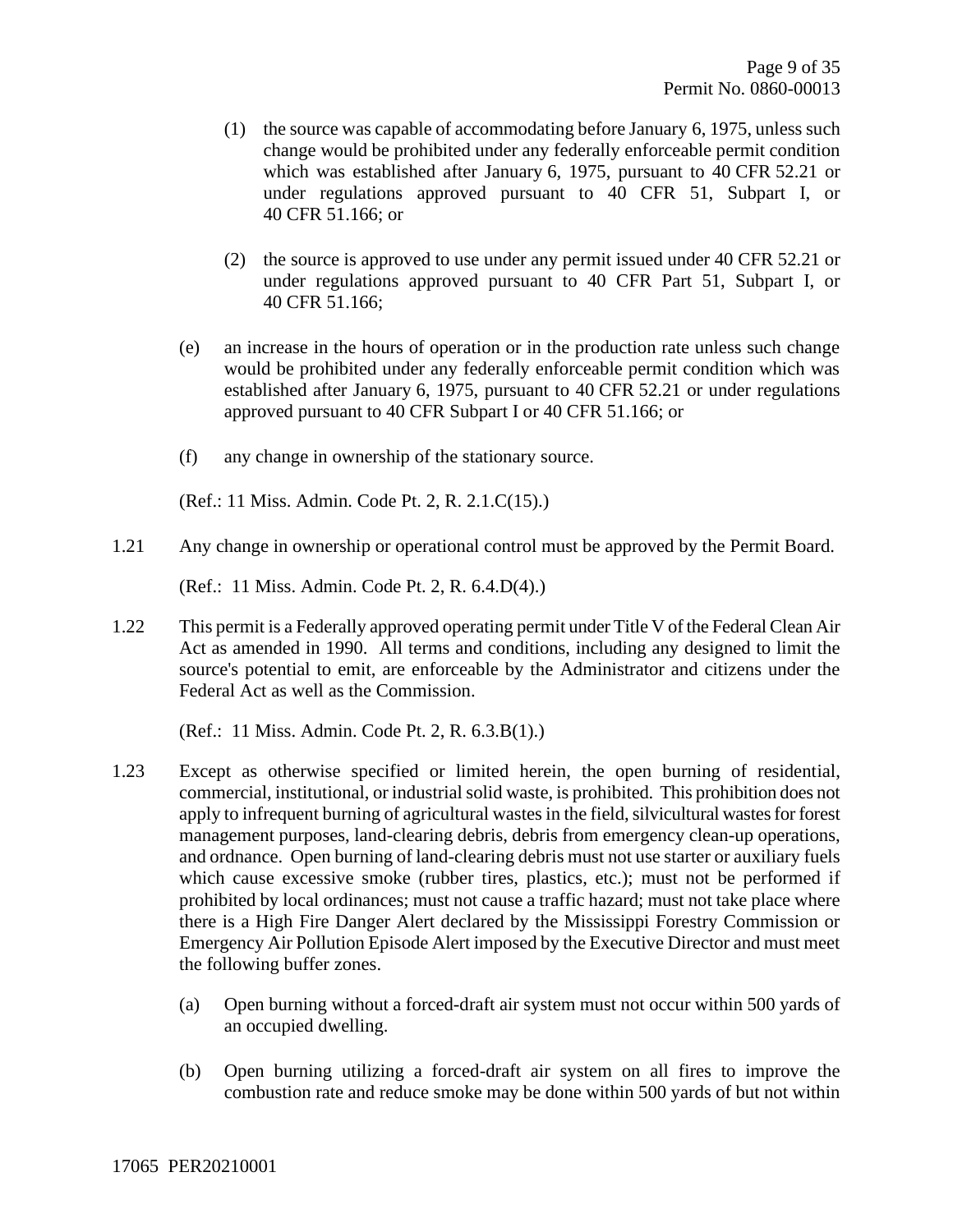(1) the source was capable of accommodating before January 6, 1975, unless such change would be prohibited under any federally enforceable permit condition which was established after January 6, 1975, pursuant to 40 CFR 52.21 or under regulations approved pursuant to 40 CFR 51, Subpart I, or 40 CFR 51.166; or

(2) the source is approved to use under any permit issued under 40 CFR 52.21 or under regulations approved pursuant to 40 CFR Part 51, Subpart I, or 40 CFR 51.166;

(e) an increase in the hours of operation or in the production rate unless such change would be prohibited under any federally enforceable permit condition which was established after January 6, 1975, pursuant to 40 CFR 52.21 or under regulations approved pursuant to 40 CFR Subpart I or 40 CFR 51.166; or

(f) any change in ownership of the stationary source.

(Ref.: 11 Miss. Admin. Code Pt. 2, R. 2.1.C(15).)

1.21 Any change in ownership or operational control must be approved by the Permit Board.

(Ref.: 11 Miss. Admin. Code Pt. 2, R. 6.4.D(4).)

1.22 This permit is a Federally approved operating permit under Title V of the Federal Clean Air Act as amended in 1990. All terms and conditions, including any designed to limit the source's potential to emit, are enforceable by the Administrator and citizens under the Federal Act as well as the Commission.

(Ref.: 11 Miss. Admin. Code Pt. 2, R. 6.3.B(1).)

1.23 Except as otherwise specified or limited herein, the open burning of residential, commercial, institutional, or industrial solid waste, is prohibited. This prohibition does not apply to infrequent burning of agricultural wastes in the field, silvicultural wastes for forest management purposes, land-clearing debris, debris from emergency clean-up operations, and ordnance. Open burning of land-clearing debris must not use starter or auxiliary fuels which cause excessive smoke (rubber tires, plastics, etc.); must not be performed if prohibited by local ordinances; must not cause a traffic hazard; must not take place where there is a High Fire Danger Alert declared by the Mississippi Forestry Commission or Emergency Air Pollution Episode Alert imposed by the Executive Director and must meet the following buffer zones.

(a) Open burning without a forced-draft air system must not occur within 500 yards of an occupied dwelling.

(b) Open burning utilizing a forced-draft air system on all fires to improve the combustion rate and reduce smoke may be done within 500 yards of but not within

17065 PER20210001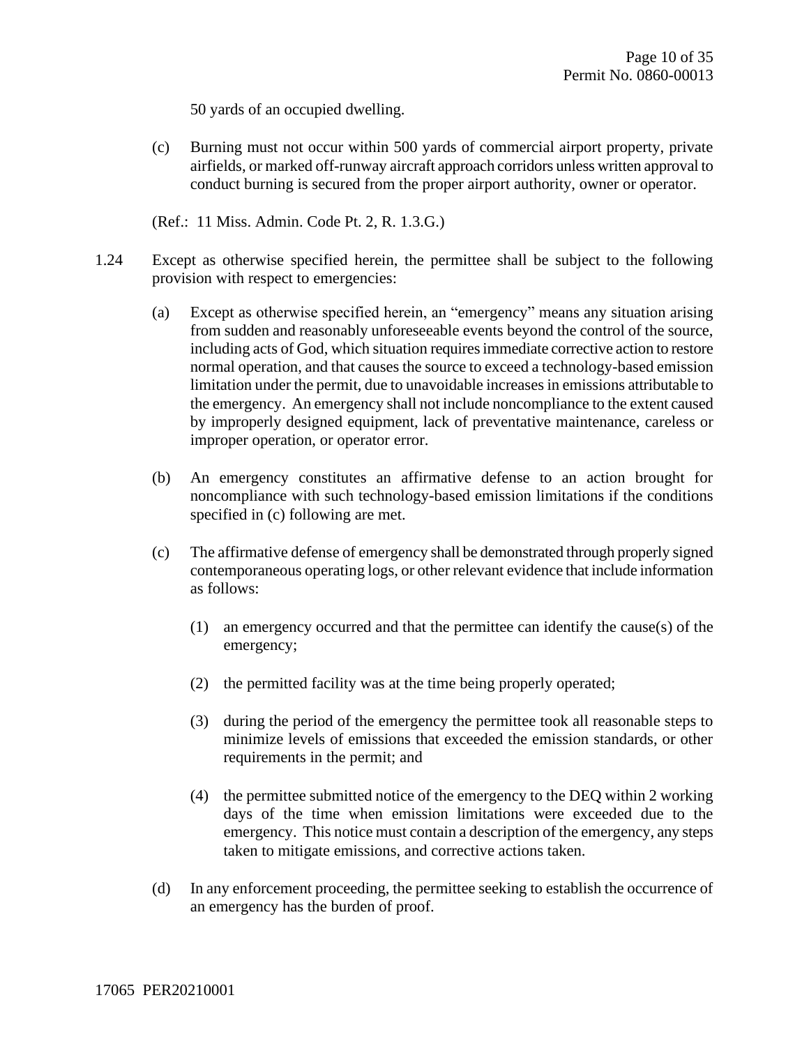50 yards of an occupied dwelling.

(c) Burning must not occur within 500 yards of commercial airport property, private airfields, or marked off-runway aircraft approach corridors unless written approval to conduct burning is secured from the proper airport authority, owner or operator.

(Ref.: 11 Miss. Admin. Code Pt. 2, R. 1.3.G.)

1.24 Except as otherwise specified herein, the permittee shall be subject to the following provision with respect to emergencies:

(a) Except as otherwise specified herein, an "emergency" means any situation arising from sudden and reasonably unforeseeable events beyond the control of the source, including acts of God, which situation requires immediate corrective action to restore normal operation, and that causes the source to exceed a technology-based emission limitation under the permit, due to unavoidable increases in emissions attributable to the emergency. An emergency shall not include noncompliance to the extent caused by improperly designed equipment, lack of preventative maintenance, careless or improper operation, or operator error.

(b) An emergency constitutes an affirmative defense to an action brought for noncompliance with such technology-based emission limitations if the conditions specified in (c) following are met.

(c) The affirmative defense of emergency shall be demonstrated through properly signed contemporaneous operating logs, or other relevant evidence that include information as follows:

(1) an emergency occurred and that the permittee can identify the cause(s) of the emergency;

(2) the permitted facility was at the time being properly operated;

(3) during the period of the emergency the permittee took all reasonable steps to minimize levels of emissions that exceeded the emission standards, or other requirements in the permit; and

(4) the permittee submitted notice of the emergency to the DEQ within 2 working days of the time when emission limitations were exceeded due to the emergency. This notice must contain a description of the emergency, any steps taken to mitigate emissions, and corrective actions taken.

(d) In any enforcement proceeding, the permittee seeking to establish the occurrence of an emergency has the burden of proof.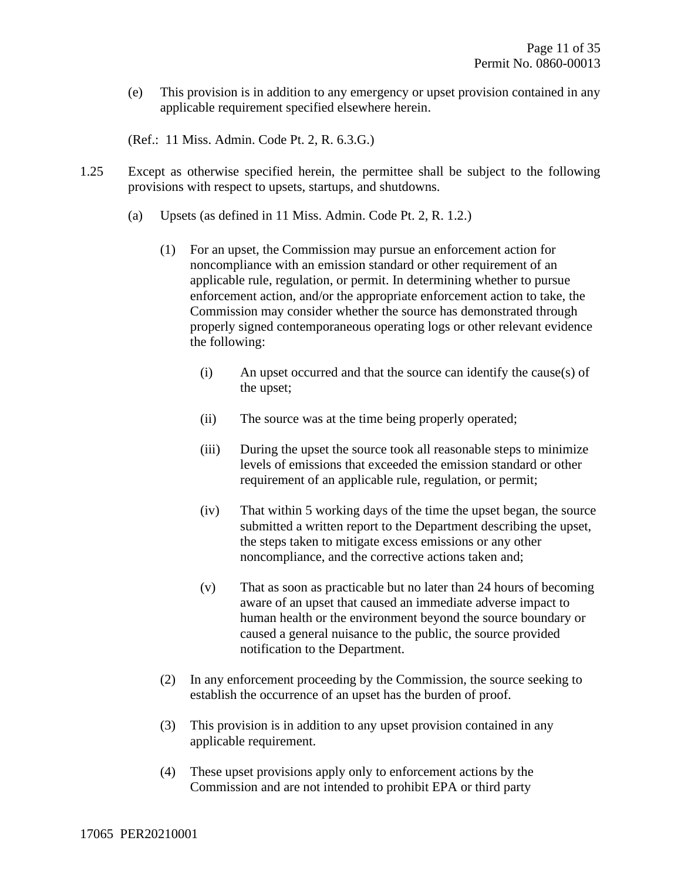(e) This provision is in addition to any emergency or upset provision contained in any applicable requirement specified elsewhere herein.

(Ref.: 11 Miss. Admin. Code Pt. 2, R. 6.3.G.)

1.25 Except as otherwise specified herein, the permittee shall be subject to the following provisions with respect to upsets, startups, and shutdowns.

(a) Upsets (as defined in 11 Miss. Admin. Code Pt. 2, R. 1.2.)

(1) For an upset, the Commission may pursue an enforcement action for noncompliance with an emission standard or other requirement of an applicable rule, regulation, or permit. In determining whether to pursue enforcement action, and/or the appropriate enforcement action to take, the Commission may consider whether the source has demonstrated through properly signed contemporaneous operating logs or other relevant evidence the following:

(i) An upset occurred and that the source can identify the cause(s) of the upset;

(ii) The source was at the time being properly operated;

(iii) During the upset the source took all reasonable steps to minimize levels of emissions that exceeded the emission standard or other requirement of an applicable rule, regulation, or permit;

(iv) That within 5 working days of the time the upset began, the source submitted a written report to the Department describing the upset, the steps taken to mitigate excess emissions or any other noncompliance, and the corrective actions taken and;

(v) That as soon as practicable but no later than 24 hours of becoming aware of an upset that caused an immediate adverse impact to human health or the environment beyond the source boundary or caused a general nuisance to the public, the source provided notification to the Department.

(2) In any enforcement proceeding by the Commission, the source seeking to establish the occurrence of an upset has the burden of proof.

(3) This provision is in addition to any upset provision contained in any applicable requirement.

(4) These upset provisions apply only to enforcement actions by the Commission and are not intended to prohibit EPA or third party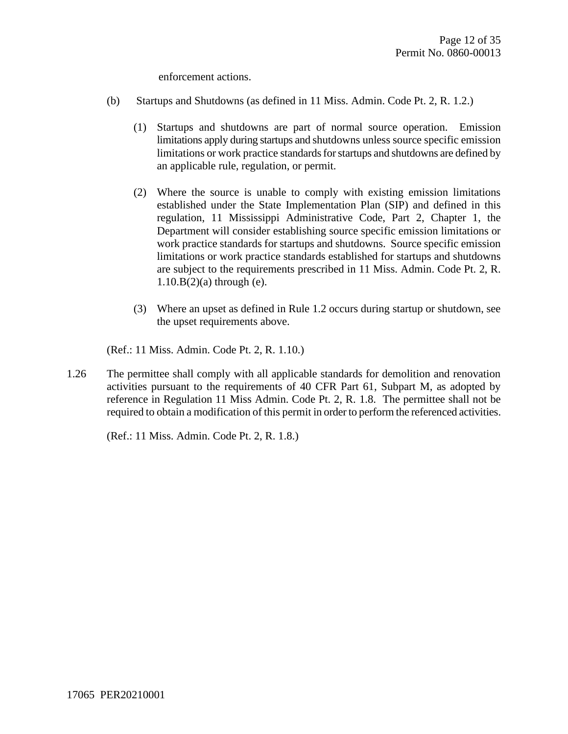enforcement actions.

(b) Startups and Shutdowns (as defined in 11 Miss. Admin. Code Pt. 2, R. 1.2.)

(1) Startups and shutdowns are part of normal source operation. Emission limitations apply during startups and shutdowns unless source specific emission limitations or work practice standards for startups and shutdowns are defined by an applicable rule, regulation, or permit.

(2) Where the source is unable to comply with existing emission limitations established under the State Implementation Plan (SIP) and defined in this regulation, 11 Mississippi Administrative Code, Part 2, Chapter 1, the Department will consider establishing source specific emission limitations or work practice standards for startups and shutdowns. Source specific emission limitations or work practice standards established for startups and shutdowns are subject to the requirements prescribed in 11 Miss. Admin. Code Pt. 2, R. 1.10.B(2)(a) through (e).

(3) Where an upset as defined in Rule 1.2 occurs during startup or shutdown, see the upset requirements above.

(Ref.: 11 Miss. Admin. Code Pt. 2, R. 1.10.)

1.26 The permittee shall comply with all applicable standards for demolition and renovation activities pursuant to the requirements of 40 CFR Part 61, Subpart M, as adopted by reference in Regulation 11 Miss Admin. Code Pt. 2, R. 1.8. The permittee shall not be required to obtain a modification of this permit in order to perform the referenced activities.

(Ref.: 11 Miss. Admin. Code Pt. 2, R. 1.8.)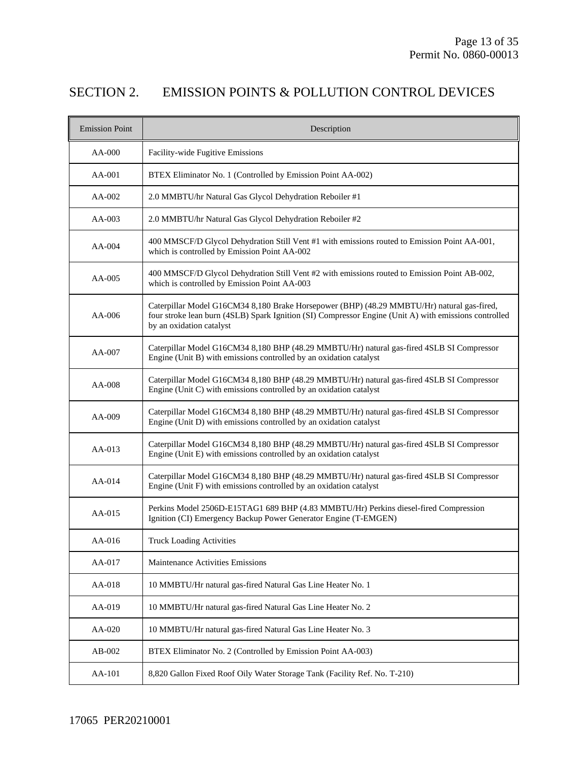## SECTION 2. EMISSION POINTS & POLLUTION CONTROL DEVICES

| Emission Point | Description |
|---|---|
| AA-000 | Facility-wide Fugitive Emissions |
| AA-001 | BTEX Eliminator No. 1 (Controlled by Emission Point AA-002) |
| AA-002 | 2.0 MMBTU/hr Natural Gas Glycol Dehydration Reboiler #1 |
| AA-003 | 2.0 MMBTU/hr Natural Gas Glycol Dehydration Reboiler #2 |
| AA-004 | 400 MMSCF/D Glycol Dehydration Still Vent #1 with emissions routed to Emission Point AA-001, which is controlled by Emission Point AA-002 |
| AA-005 | 400 MMSCF/D Glycol Dehydration Still Vent #2 with emissions routed to Emission Point AB-002, which is controlled by Emission Point AA-003 |
| AA-006 | Caterpillar Model G16CM34 8,180 Brake Horsepower (BHP) (48.29 MMBTU/Hr) natural gas-fired, four stroke lean burn (4SLB) Spark Ignition (SI) Compressor Engine (Unit A) with emissions controlled by an oxidation catalyst |
| AA-007 | Caterpillar Model G16CM34 8,180 BHP (48.29 MMBTU/Hr) natural gas-fired 4SLB SI Compressor Engine (Unit B) with emissions controlled by an oxidation catalyst |
| AA-008 | Caterpillar Model G16CM34 8,180 BHP (48.29 MMBTU/Hr) natural gas-fired 4SLB SI Compressor Engine (Unit C) with emissions controlled by an oxidation catalyst |
| AA-009 | Caterpillar Model G16CM34 8,180 BHP (48.29 MMBTU/Hr) natural gas-fired 4SLB SI Compressor Engine (Unit D) with emissions controlled by an oxidation catalyst |
| AA-013 | Caterpillar Model G16CM34 8,180 BHP (48.29 MMBTU/Hr) natural gas-fired 4SLB SI Compressor Engine (Unit E) with emissions controlled by an oxidation catalyst |
| AA-014 | Caterpillar Model G16CM34 8,180 BHP (48.29 MMBTU/Hr) natural gas-fired 4SLB SI Compressor Engine (Unit F) with emissions controlled by an oxidation catalyst |
| AA-015 | Perkins Model 2506D-E15TAG1 689 BHP (4.83 MMBTU/Hr) Perkins diesel-fired Compression Ignition (CI) Emergency Backup Power Generator Engine (T-EMGEN) |
| AA-016 | Truck Loading Activities |
| AA-017 | Maintenance Activities Emissions |
| AA-018 | 10 MMBTU/Hr natural gas-fired Natural Gas Line Heater No. 1 |
| AA-019 | 10 MMBTU/Hr natural gas-fired Natural Gas Line Heater No. 2 |
| AA-020 | 10 MMBTU/Hr natural gas-fired Natural Gas Line Heater No. 3 |
| AB-002 | BTEX Eliminator No. 2 (Controlled by Emission Point AA-003) |
| AA-101 | 8,820 Gallon Fixed Roof Oily Water Storage Tank (Facility Ref. No. T-210) |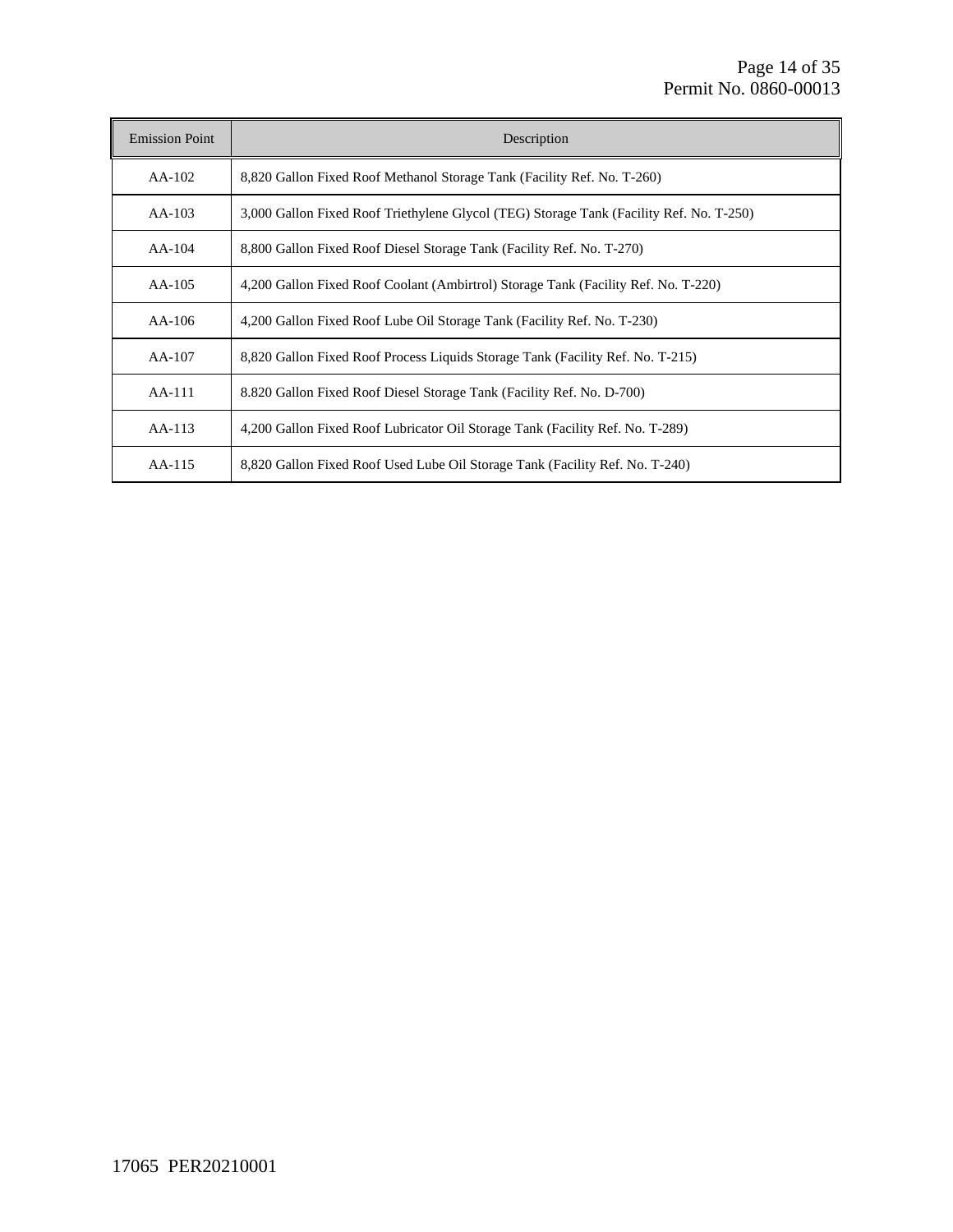| Emission Point | Description |
| --- | --- |
| AA-102 | 8,820 Gallon Fixed Roof Methanol Storage Tank (Facility Ref. No. T-260) |
| AA-103 | 3,000 Gallon Fixed Roof Triethylene Glycol (TEG) Storage Tank (Facility Ref. No. T-250) |
| AA-104 | 8,800 Gallon Fixed Roof Diesel Storage Tank (Facility Ref. No. T-270) |
| AA-105 | 4,200 Gallon Fixed Roof Coolant (Ambirtrol) Storage Tank (Facility Ref. No. T-220) |
| AA-106 | 4,200 Gallon Fixed Roof Lube Oil Storage Tank (Facility Ref. No. T-230) |
| AA-107 | 8,820 Gallon Fixed Roof Process Liquids Storage Tank (Facility Ref. No. T-215) |
| AA-111 | 8.820 Gallon Fixed Roof Diesel Storage Tank (Facility Ref. No. D-700) |
| AA-113 | 4,200 Gallon Fixed Roof Lubricator Oil Storage Tank (Facility Ref. No. T-289) |
| AA-115 | 8,820 Gallon Fixed Roof Used Lube Oil Storage Tank (Facility Ref. No. T-240) |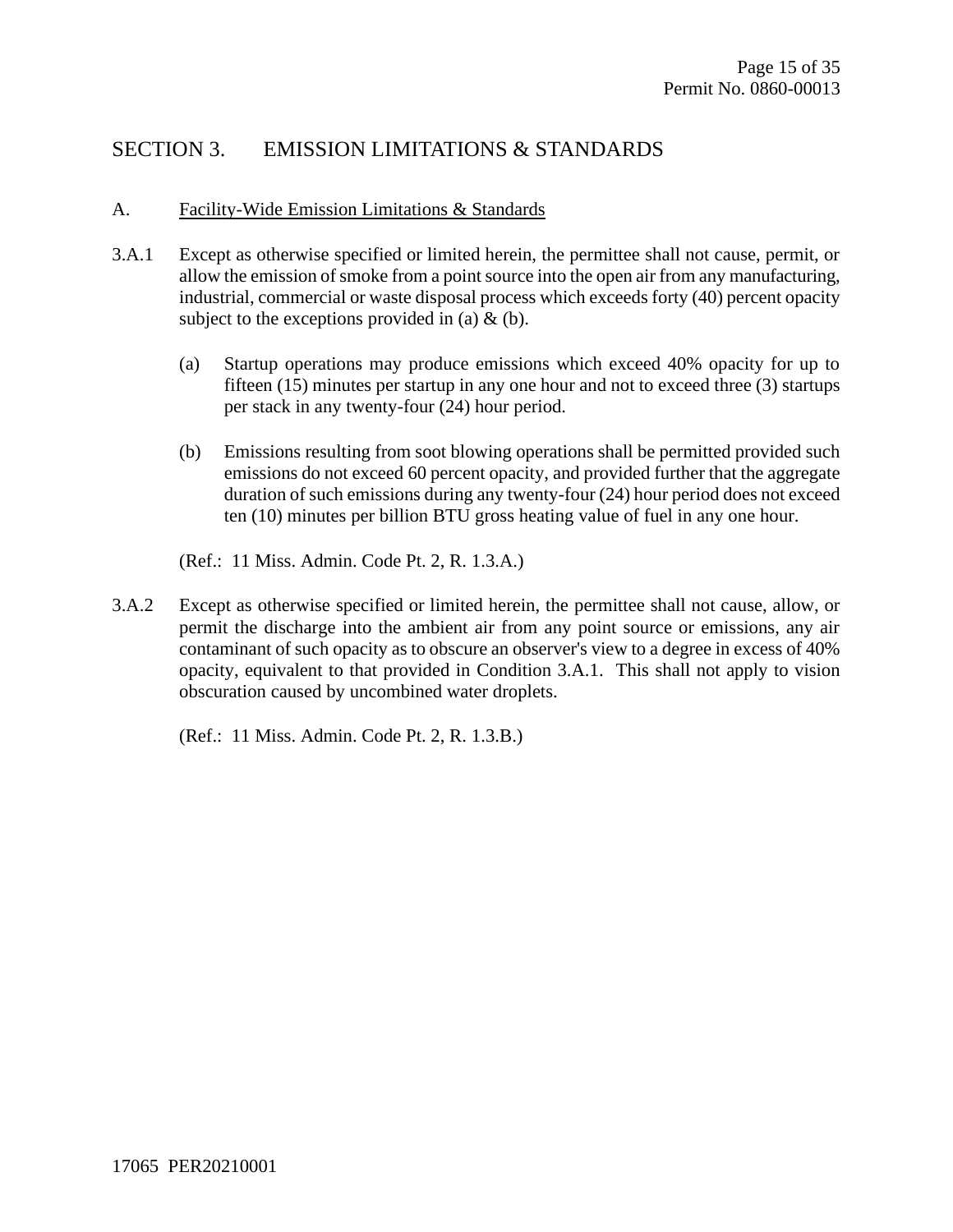## SECTION 3. EMISSION LIMITATIONS & STANDARDS

### A. Facility-Wide Emission Limitations & Standards

3.A.1 Except as otherwise specified or limited herein, the permittee shall not cause, permit, or allow the emission of smoke from a point source into the open air from any manufacturing, industrial, commercial or waste disposal process which exceeds forty (40) percent opacity subject to the exceptions provided in (a) & (b).

(a) Startup operations may produce emissions which exceed 40% opacity for up to fifteen (15) minutes per startup in any one hour and not to exceed three (3) startups per stack in any twenty-four (24) hour period.

(b) Emissions resulting from soot blowing operations shall be permitted provided such emissions do not exceed 60 percent opacity, and provided further that the aggregate duration of such emissions during any twenty-four (24) hour period does not exceed ten (10) minutes per billion BTU gross heating value of fuel in any one hour.

(Ref.: 11 Miss. Admin. Code Pt. 2, R. 1.3.A.)

3.A.2 Except as otherwise specified or limited herein, the permittee shall not cause, allow, or permit the discharge into the ambient air from any point source or emissions, any air contaminant of such opacity as to obscure an observer's view to a degree in excess of 40% opacity, equivalent to that provided in Condition 3.A.1. This shall not apply to vision obscuration caused by uncombined water droplets.

(Ref.: 11 Miss. Admin. Code Pt. 2, R. 1.3.B.)

17065 PER20210001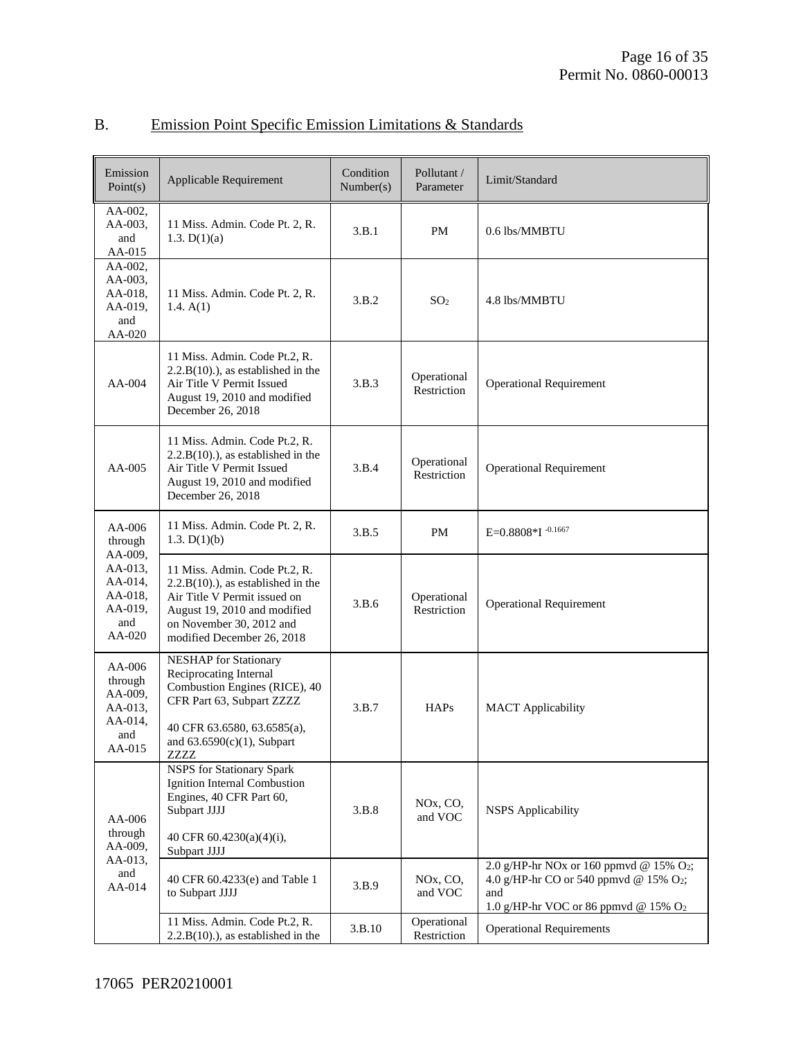## B. Emission Point Specific Emission Limitations & Standards

| Emission Point(s) | Applicable Requirement | Condition Number(s) | Pollutant / Parameter | Limit/Standard |
|---|---|---|---|---|
| AA-002, AA-003, and AA-015 | 11 Miss. Admin. Code Pt. 2, R. 1.3. D(1)(a) | 3.B.1 | PM | 0.6 lbs/MMBTU |
| AA-002, AA-003, AA-018, AA-019, and AA-020 | 11 Miss. Admin. Code Pt. 2, R. 1.4. A(1) | 3.B.2 | $SO_2$ | 4.8 lbs/MMBTU |
| AA-004 | 11 Miss. Admin. Code Pt.2, R. 2.2.B(10).), as established in the Air Title V Permit Issued August 19, 2010 and modified December 26, 2018 | 3.B.3 | Operational Restriction | Operational Requirement |
| AA-005 | 11 Miss. Admin. Code Pt.2, R. 2.2.B(10).), as established in the Air Title V Permit Issued August 19, 2010 and modified December 26, 2018 | 3.B.4 | Operational Restriction | Operational Requirement |
| AA-006 through AA-009, AA-013, AA-014, AA-018, AA-019, and AA-020 | 11 Miss. Admin. Code Pt. 2, R. 1.3. D(1)(b) | 3.B.5 | PM | $E=0.8808*I^{-0.1667}$ |
| | 11 Miss. Admin. Code Pt.2, R. 2.2.B(10).), as established in the Air Title V Permit issued on August 19, 2010 and modified on November 30, 2012 and modified December 26, 2018 | 3.B.6 | Operational Restriction | Operational Requirement |
| AA-006 through AA-009, AA-013, AA-014, and AA-015 | NESHAP for Stationary Reciprocating Internal Combustion Engines (RICE), 40 CFR Part 63, Subpart ZZZZ<br><br>40 CFR 63.6580, 63.6585(a), and 63.6590(c)(1), Subpart ZZZZ | 3.B.7 | HAPs | MACT Applicability |
| AA-006 through AA-009, AA-013, and AA-014 | NSPS for Stationary Spark Ignition Internal Combustion Engines, 40 CFR Part 60, Subpart JJJJ<br><br>40 CFR 60.4230(a)(4)(i), Subpart JJJJ | 3.B.8 | NOx, CO, and VOC | NSPS Applicability |
| | 40 CFR 60.4233(e) and Table 1 to Subpart JJJJ | 3.B.9 | NOx, CO, and VOC | 2.0 g/HP-hr NOx or 160 ppmvd @ 15% $O_2$; 4.0 g/HP-hr CO or 540 ppmvd @ 15% $O_2$; and 1.0 g/HP-hr VOC or 86 ppmvd @ 15% $O_2$ |
| | 11 Miss. Admin. Code Pt.2, R. 2.2.B(10).), as established in the | 3.B.10 | Operational Restriction | Operational Requirements |

17065 PER20210001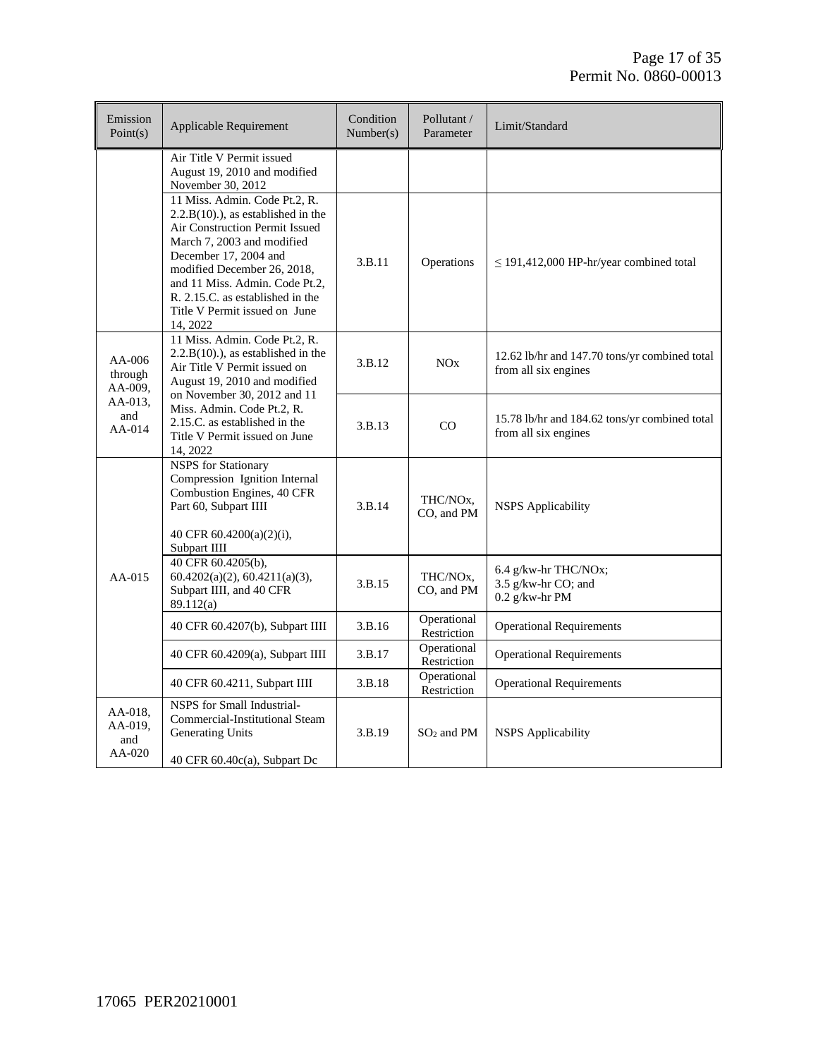| Emission Point(s) | Applicable Requirement | Condition Number(s) | Pollutant / Parameter | Limit/Standard |
|---|---|---|---|---|
| | Air Title V Permit issued August 19, 2010 and modified November 30, 2012 | | | |
| | 11 Miss. Admin. Code Pt.2, R. 2.2.B(10).), as established in the Air Construction Permit Issued March 7, 2003 and modified December 17, 2004 and modified December 26, 2018, and 11 Miss. Admin. Code Pt.2, R. 2.15.C. as established in the Title V Permit issued on June 14, 2022 | 3.B.11 | Operations | ≤ 191,412,000 HP-hr/year combined total |
| AA-006 through AA-009, AA-013, and AA-014 | 11 Miss. Admin. Code Pt.2, R. 2.2.B(10).), as established in the Air Title V Permit issued on August 19, 2010 and modified on November 30, 2012 and 11 Miss. Admin. Code Pt.2, R. 2.15.C. as established in the Title V Permit issued on June 14, 2022 | 3.B.12 | NOx | 12.62 lb/hr and 147.70 tons/yr combined total from all six engines |
| | | 3.B.13 | CO | 15.78 lb/hr and 184.62 tons/yr combined total from all six engines |
| AA-015 | NSPS for Stationary Compression Ignition Internal Combustion Engines, 40 CFR Part 60, Subpart IIII<br><br>40 CFR 60.4200(a)(2)(i), Subpart IIII | 3.B.14 | THC/NOx, CO, and PM | NSPS Applicability |
| | 40 CFR 60.4205(b), 60.4202(a)(2), 60.4211(a)(3), Subpart IIII, and 40 CFR 89.112(a) | 3.B.15 | THC/NOx, CO, and PM | 6.4 g/kw-hr THC/NOx;<br>3.5 g/kw-hr CO; and<br>0.2 g/kw-hr PM |
| | 40 CFR 60.4207(b), Subpart IIII | 3.B.16 | Operational Restriction | Operational Requirements |
| | 40 CFR 60.4209(a), Subpart IIII | 3.B.17 | Operational Restriction | Operational Requirements |
| | 40 CFR 60.4211, Subpart IIII | 3.B.18 | Operational Restriction | Operational Requirements |
| AA-018, AA-019, and AA-020 | NSPS for Small Industrial-Commercial-Institutional Steam Generating Units<br><br>40 CFR 60.40c(a), Subpart Dc | 3.B.19 | $SO_2$ and PM | NSPS Applicability |

17065 PER20210001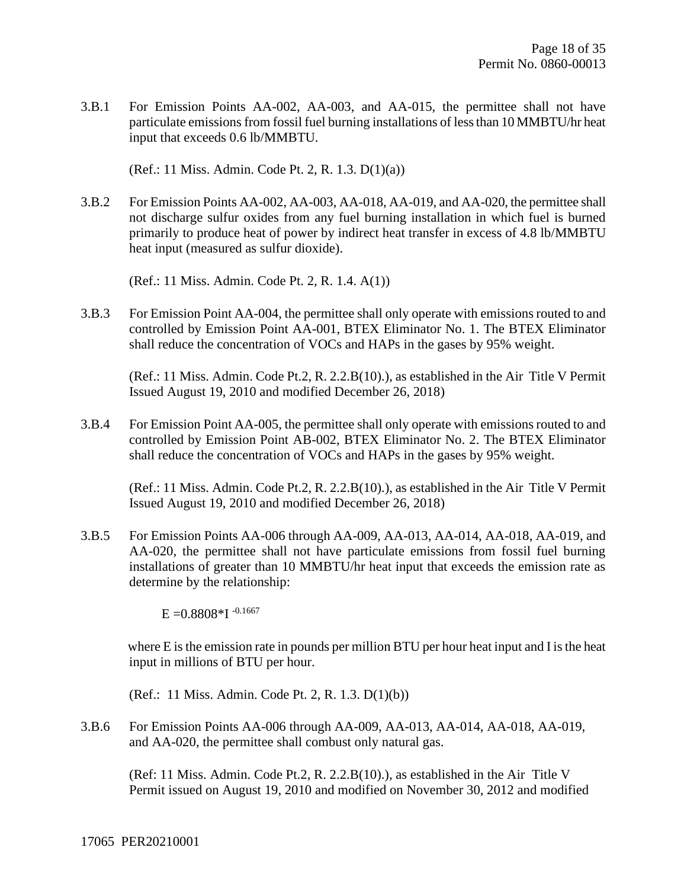3.B.1 For Emission Points AA-002, AA-003, and AA-015, the permittee shall not have particulate emissions from fossil fuel burning installations of less than 10 MMBTU/hr heat input that exceeds 0.6 lb/MMBTU.

(Ref.: 11 Miss. Admin. Code Pt. 2, R. 1.3. D(1)(a))

3.B.2 For Emission Points AA-002, AA-003, AA-018, AA-019, and AA-020, the permittee shall not discharge sulfur oxides from any fuel burning installation in which fuel is burned primarily to produce heat of power by indirect heat transfer in excess of 4.8 lb/MMBTU heat input (measured as sulfur dioxide).

(Ref.: 11 Miss. Admin. Code Pt. 2, R. 1.4. A(1))

3.B.3 For Emission Point AA-004, the permittee shall only operate with emissions routed to and controlled by Emission Point AA-001, BTEX Eliminator No. 1. The BTEX Eliminator shall reduce the concentration of VOCs and HAPs in the gases by 95% weight.

(Ref.: 11 Miss. Admin. Code Pt.2, R. 2.2.B(10).), as established in the Air Title V Permit Issued August 19, 2010 and modified December 26, 2018)

3.B.4 For Emission Point AA-005, the permittee shall only operate with emissions routed to and controlled by Emission Point AB-002, BTEX Eliminator No. 2. The BTEX Eliminator shall reduce the concentration of VOCs and HAPs in the gases by 95% weight.

(Ref.: 11 Miss. Admin. Code Pt.2, R. 2.2.B(10).), as established in the Air Title V Permit Issued August 19, 2010 and modified December 26, 2018)

3.B.5 For Emission Points AA-006 through AA-009, AA-013, AA-014, AA-018, AA-019, and AA-020, the permittee shall not have particulate emissions from fossil fuel burning installations of greater than 10 MMBTU/hr heat input that exceeds the emission rate as determine by the relationship:

$$E = 0.8808 * I^{-0.1667}$$

where E is the emission rate in pounds per million BTU per hour heat input and I is the heat input in millions of BTU per hour.

(Ref.: 11 Miss. Admin. Code Pt. 2, R. 1.3. D(1)(b))

3.B.6 For Emission Points AA-006 through AA-009, AA-013, AA-014, AA-018, AA-019, and AA-020, the permittee shall combust only natural gas.

(Ref: 11 Miss. Admin. Code Pt.2, R. 2.2.B(10).), as established in the Air Title V Permit issued on August 19, 2010 and modified on November 30, 2012 and modified

17065 PER20210001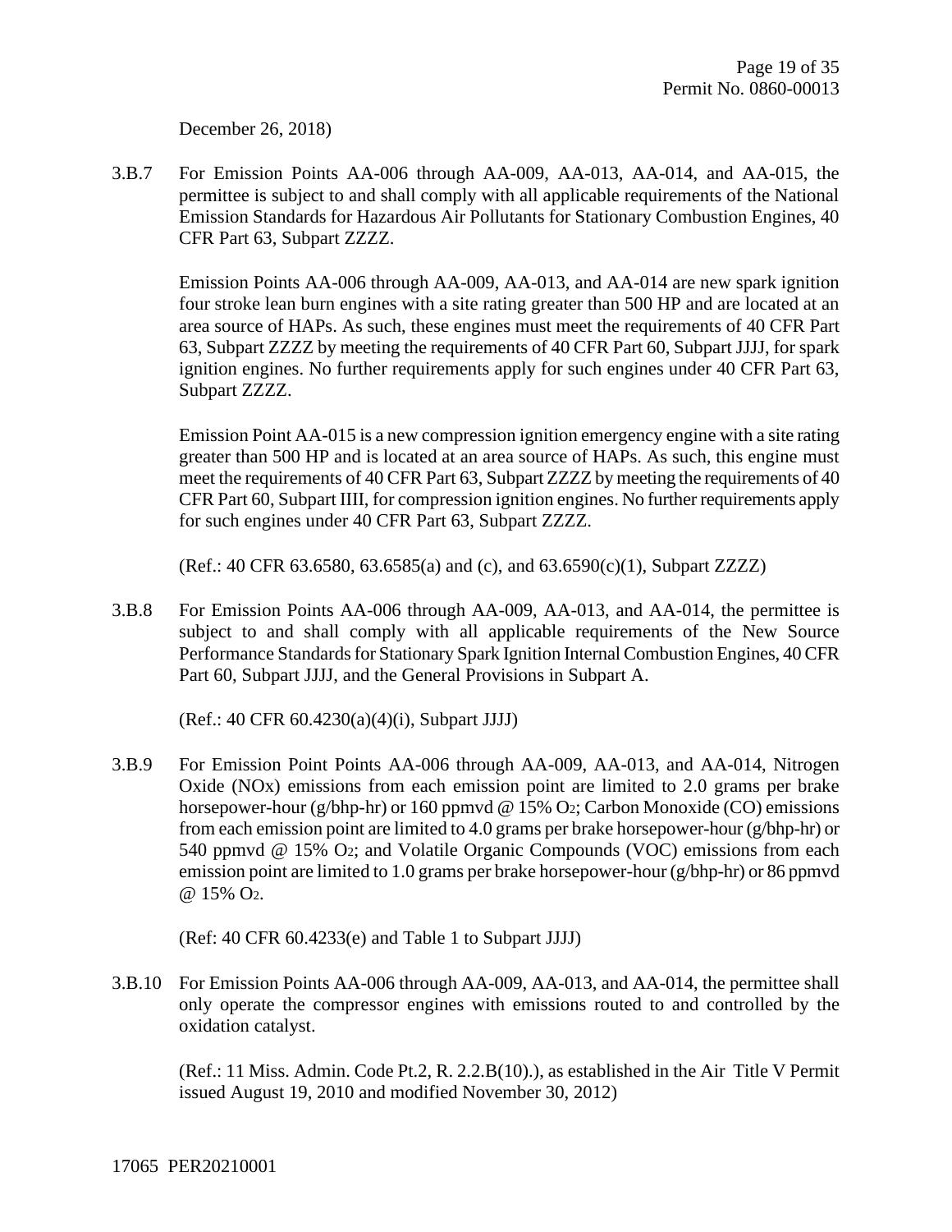December 26, 2018)

3.B.7 For Emission Points AA-006 through AA-009, AA-013, AA-014, and AA-015, the permittee is subject to and shall comply with all applicable requirements of the National Emission Standards for Hazardous Air Pollutants for Stationary Combustion Engines, 40 CFR Part 63, Subpart ZZZZ.

Emission Points AA-006 through AA-009, AA-013, and AA-014 are new spark ignition four stroke lean burn engines with a site rating greater than 500 HP and are located at an area source of HAPs. As such, these engines must meet the requirements of 40 CFR Part 63, Subpart ZZZZ by meeting the requirements of 40 CFR Part 60, Subpart JJJJ, for spark ignition engines. No further requirements apply for such engines under 40 CFR Part 63, Subpart ZZZZ.

Emission Point AA-015 is a new compression ignition emergency engine with a site rating greater than 500 HP and is located at an area source of HAPs. As such, this engine must meet the requirements of 40 CFR Part 63, Subpart ZZZZ by meeting the requirements of 40 CFR Part 60, Subpart IIII, for compression ignition engines. No further requirements apply for such engines under 40 CFR Part 63, Subpart ZZZZ.

(Ref.: 40 CFR 63.6580, 63.6585(a) and (c), and 63.6590(c)(1), Subpart ZZZZ)

3.B.8 For Emission Points AA-006 through AA-009, AA-013, and AA-014, the permittee is subject to and shall comply with all applicable requirements of the New Source Performance Standards for Stationary Spark Ignition Internal Combustion Engines, 40 CFR Part 60, Subpart JJJJ, and the General Provisions in Subpart A.

(Ref.: 40 CFR 60.4230(a)(4)(i), Subpart JJJJ)

3.B.9 For Emission Point Points AA-006 through AA-009, AA-013, and AA-014, Nitrogen Oxide (NOx) emissions from each emission point are limited to 2.0 grams per brake horsepower-hour (g/bhp-hr) or 160 ppmvd @ 15% $O_2$; Carbon Monoxide (CO) emissions from each emission point are limited to 4.0 grams per brake horsepower-hour (g/bhp-hr) or 540 ppmvd @ 15% $O_2$; and Volatile Organic Compounds (VOC) emissions from each emission point are limited to 1.0 grams per brake horsepower-hour (g/bhp-hr) or 86 ppmvd @ 15% $O_2$.

(Ref: 40 CFR 60.4233(e) and Table 1 to Subpart JJJJ)

3.B.10 For Emission Points AA-006 through AA-009, AA-013, and AA-014, the permittee shall only operate the compressor engines with emissions routed to and controlled by the oxidation catalyst.

(Ref.: 11 Miss. Admin. Code Pt.2, R. 2.2.B(10).), as established in the Air Title V Permit issued August 19, 2010 and modified November 30, 2012)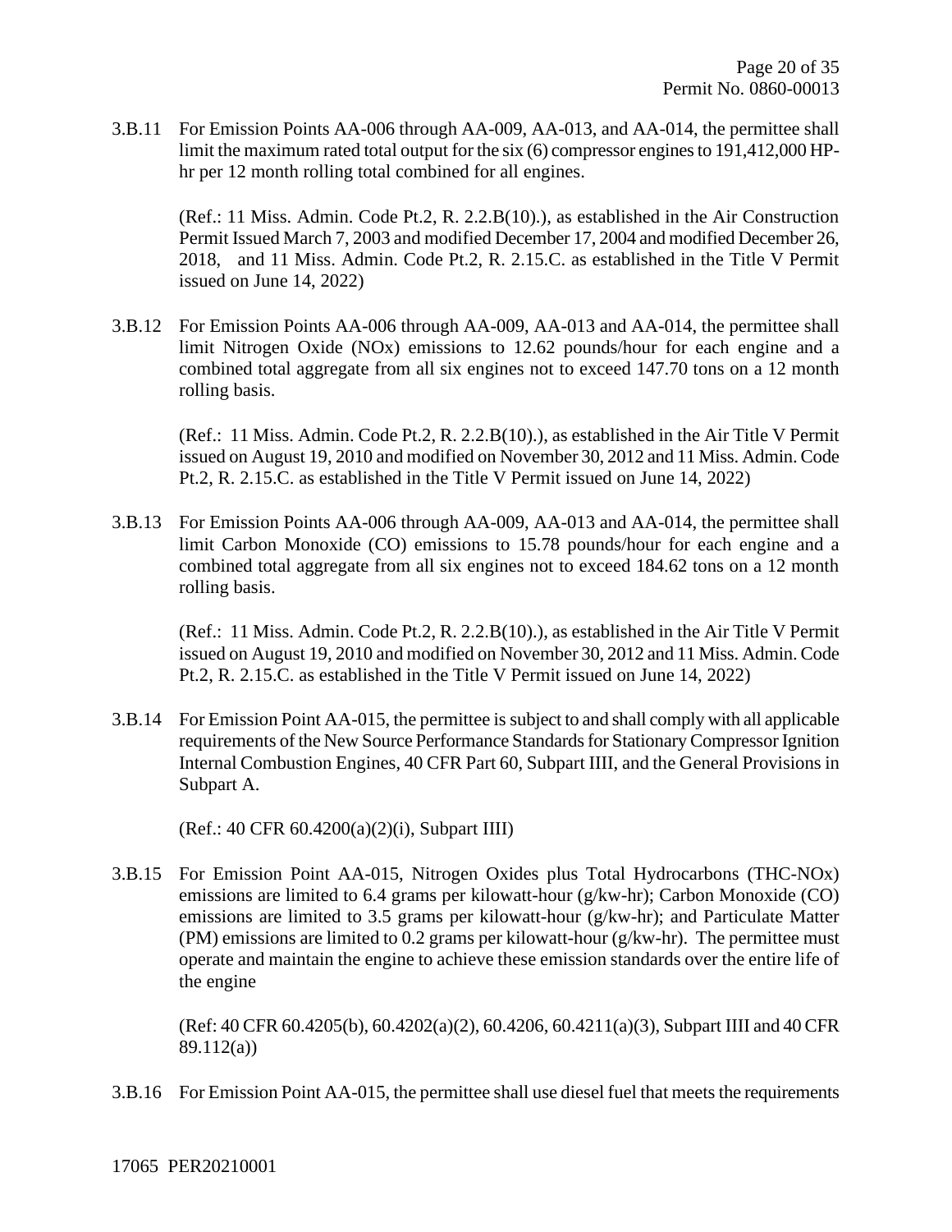3.B.11 For Emission Points AA-006 through AA-009, AA-013, and AA-014, the permittee shall limit the maximum rated total output for the six (6) compressor engines to 191,412,000 HP-hr per 12 month rolling total combined for all engines.

(Ref.: 11 Miss. Admin. Code Pt.2, R. 2.2.B(10).), as established in the Air Construction Permit Issued March 7, 2003 and modified December 17, 2004 and modified December 26, 2018, and 11 Miss. Admin. Code Pt.2, R. 2.15.C. as established in the Title V Permit issued on June 14, 2022)

3.B.12 For Emission Points AA-006 through AA-009, AA-013 and AA-014, the permittee shall limit Nitrogen Oxide (NOx) emissions to 12.62 pounds/hour for each engine and a combined total aggregate from all six engines not to exceed 147.70 tons on a 12 month rolling basis.

(Ref.: 11 Miss. Admin. Code Pt.2, R. 2.2.B(10).), as established in the Air Title V Permit issued on August 19, 2010 and modified on November 30, 2012 and 11 Miss. Admin. Code Pt.2, R. 2.15.C. as established in the Title V Permit issued on June 14, 2022)

3.B.13 For Emission Points AA-006 through AA-009, AA-013 and AA-014, the permittee shall limit Carbon Monoxide (CO) emissions to 15.78 pounds/hour for each engine and a combined total aggregate from all six engines not to exceed 184.62 tons on a 12 month rolling basis.

(Ref.: 11 Miss. Admin. Code Pt.2, R. 2.2.B(10).), as established in the Air Title V Permit issued on August 19, 2010 and modified on November 30, 2012 and 11 Miss. Admin. Code Pt.2, R. 2.15.C. as established in the Title V Permit issued on June 14, 2022)

3.B.14 For Emission Point AA-015, the permittee is subject to and shall comply with all applicable requirements of the New Source Performance Standards for Stationary Compressor Ignition Internal Combustion Engines, 40 CFR Part 60, Subpart IIII, and the General Provisions in Subpart A.

(Ref.: 40 CFR 60.4200(a)(2)(i), Subpart IIII)

3.B.15 For Emission Point AA-015, Nitrogen Oxides plus Total Hydrocarbons (THC-NOx) emissions are limited to 6.4 grams per kilowatt-hour (g/kw-hr); Carbon Monoxide (CO) emissions are limited to 3.5 grams per kilowatt-hour (g/kw-hr); and Particulate Matter (PM) emissions are limited to 0.2 grams per kilowatt-hour (g/kw-hr). The permittee must operate and maintain the engine to achieve these emission standards over the entire life of the engine

(Ref: 40 CFR 60.4205(b), 60.4202(a)(2), 60.4206, 60.4211(a)(3), Subpart IIII and 40 CFR 89.112(a))

3.B.16 For Emission Point AA-015, the permittee shall use diesel fuel that meets the requirements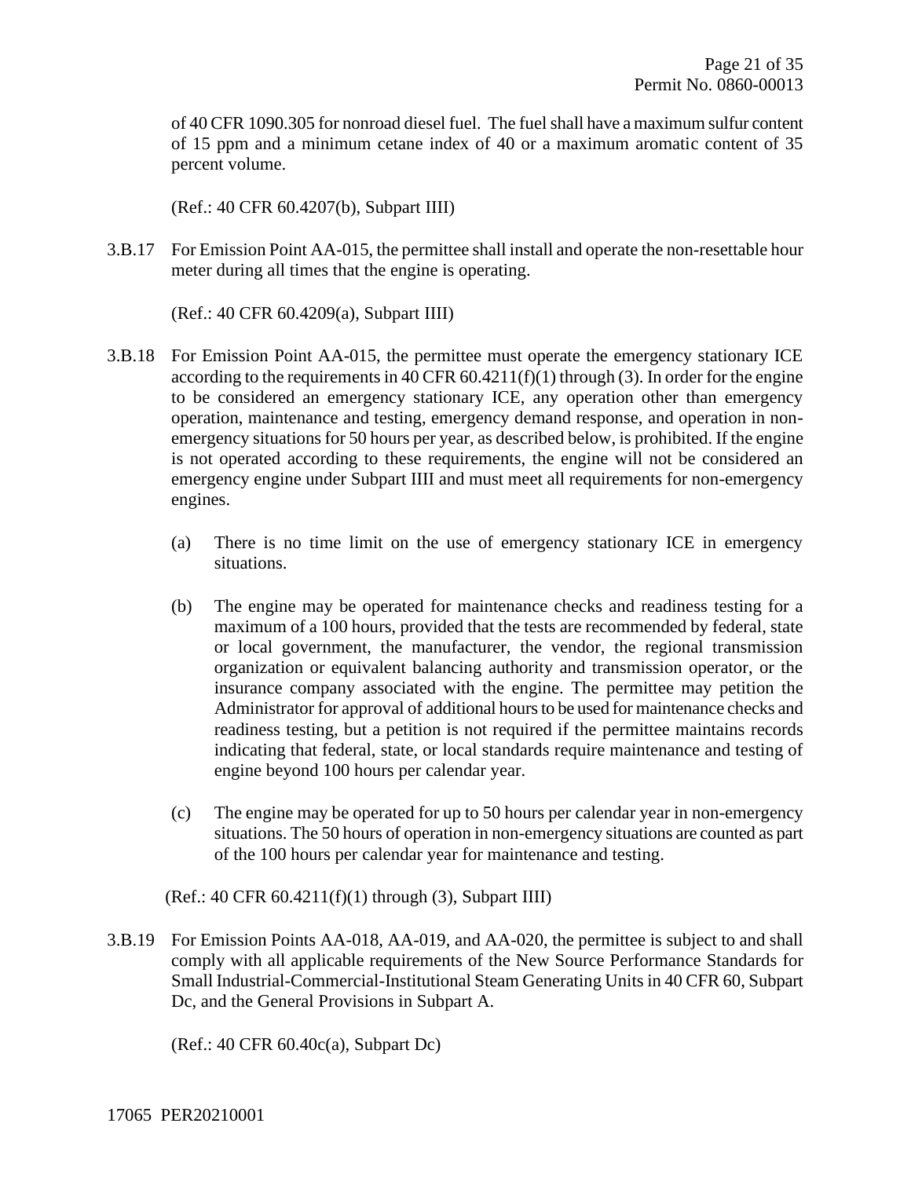of 40 CFR 1090.305 for nonroad diesel fuel. The fuel shall have a maximum sulfur content of 15 ppm and a minimum cetane index of 40 or a maximum aromatic content of 35 percent volume.

(Ref.: 40 CFR 60.4207(b), Subpart IIII)

3.B.17 For Emission Point AA-015, the permittee shall install and operate the non-resettable hour meter during all times that the engine is operating.

(Ref.: 40 CFR 60.4209(a), Subpart IIII)

3.B.18 For Emission Point AA-015, the permittee must operate the emergency stationary ICE according to the requirements in 40 CFR 60.4211(f)(1) through (3). In order for the engine to be considered an emergency stationary ICE, any operation other than emergency operation, maintenance and testing, emergency demand response, and operation in non-emergency situations for 50 hours per year, as described below, is prohibited. If the engine is not operated according to these requirements, the engine will not be considered an emergency engine under Subpart IIII and must meet all requirements for non-emergency engines.

(a) There is no time limit on the use of emergency stationary ICE in emergency situations.

(b) The engine may be operated for maintenance checks and readiness testing for a maximum of a 100 hours, provided that the tests are recommended by federal, state or local government, the manufacturer, the vendor, the regional transmission organization or equivalent balancing authority and transmission operator, or the insurance company associated with the engine. The permittee may petition the Administrator for approval of additional hours to be used for maintenance checks and readiness testing, but a petition is not required if the permittee maintains records indicating that federal, state, or local standards require maintenance and testing of engine beyond 100 hours per calendar year.

(c) The engine may be operated for up to 50 hours per calendar year in non-emergency situations. The 50 hours of operation in non-emergency situations are counted as part of the 100 hours per calendar year for maintenance and testing.

(Ref.: 40 CFR 60.4211(f)(1) through (3), Subpart IIII)

3.B.19 For Emission Points AA-018, AA-019, and AA-020, the permittee is subject to and shall comply with all applicable requirements of the New Source Performance Standards for Small Industrial-Commercial-Institutional Steam Generating Units in 40 CFR 60, Subpart Dc, and the General Provisions in Subpart A.

(Ref.: 40 CFR 60.40c(a), Subpart Dc)

17065 PER20210001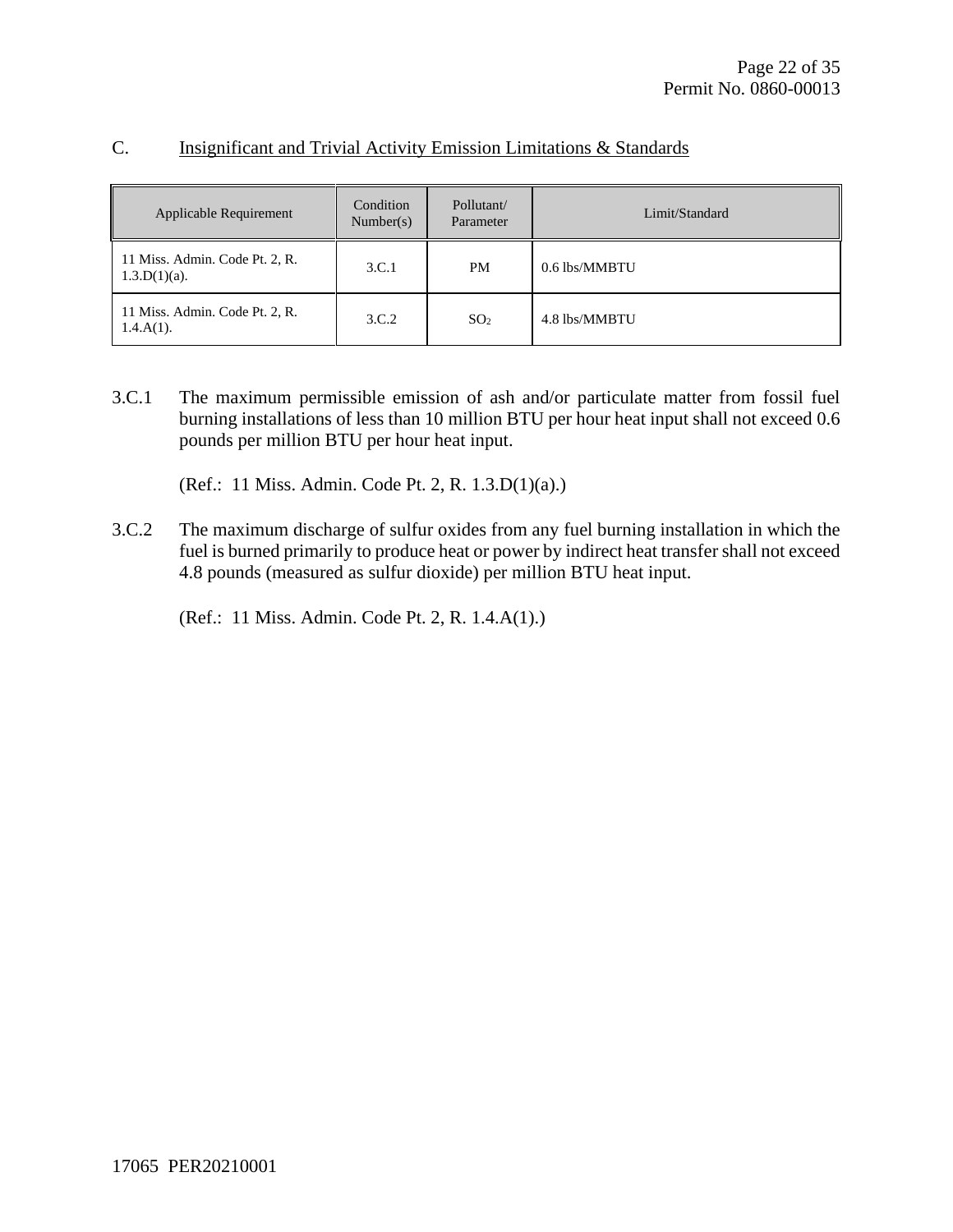## C. Insignificant and Trivial Activity Emission Limitations & Standards

| Applicable Requirement | Condition Number(s) | Pollutant/ Parameter | Limit/Standard |
|---|---|---|---|
| 11 Miss. Admin. Code Pt. 2, R. 1.3.D(1)(a). | 3.C.1 | PM | 0.6 lbs/MMBTU |
| 11 Miss. Admin. Code Pt. 2, R. 1.4.A(1). | 3.C.2 | $SO_2$ | 4.8 lbs/MMBTU |

3.C.1 The maximum permissible emission of ash and/or particulate matter from fossil fuel burning installations of less than 10 million BTU per hour heat input shall not exceed 0.6 pounds per million BTU per hour heat input.

(Ref.: 11 Miss. Admin. Code Pt. 2, R. 1.3.D(1)(a).)

3.C.2 The maximum discharge of sulfur oxides from any fuel burning installation in which the fuel is burned primarily to produce heat or power by indirect heat transfer shall not exceed 4.8 pounds (measured as sulfur dioxide) per million BTU heat input.

(Ref.: 11 Miss. Admin. Code Pt. 2, R. 1.4.A(1).)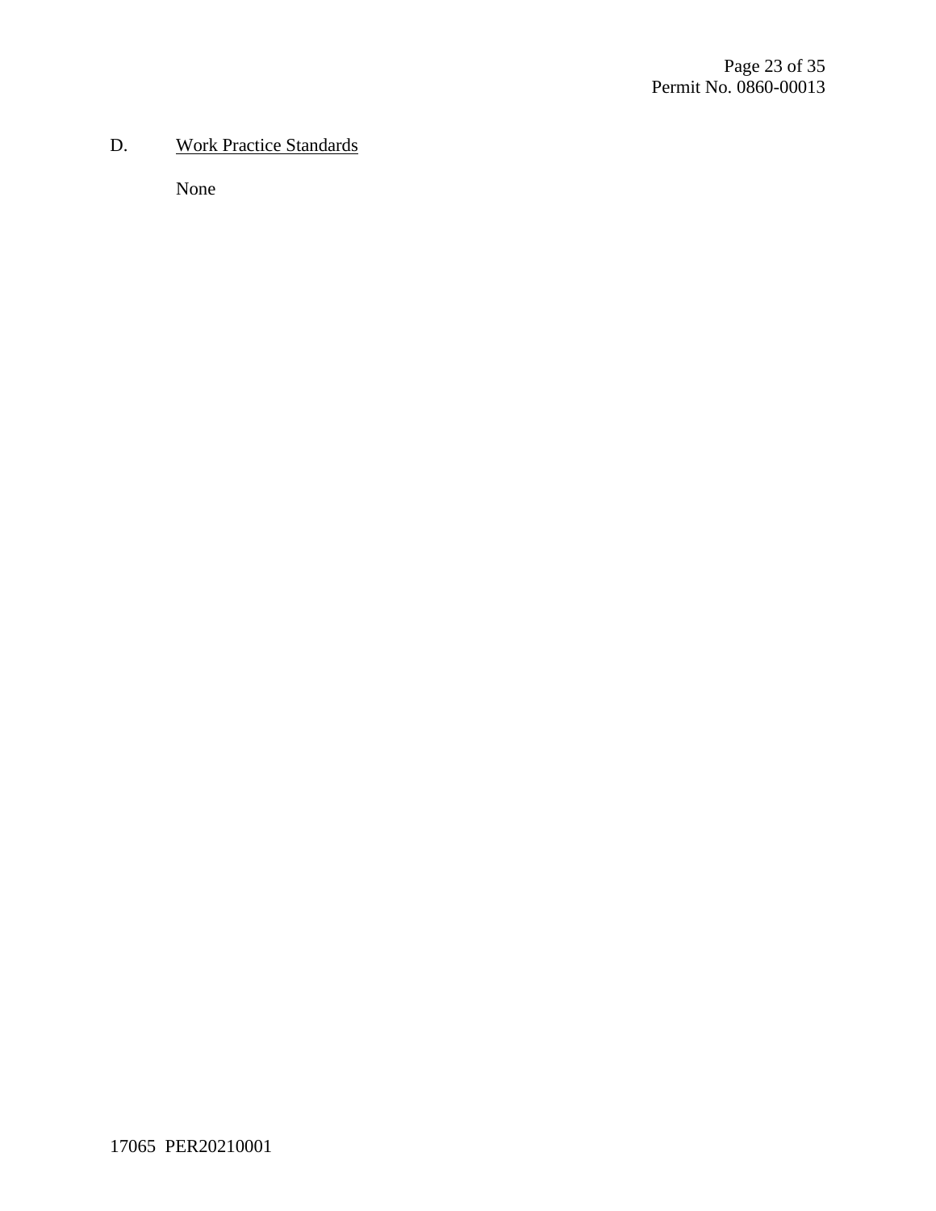D. Work Practice Standards

None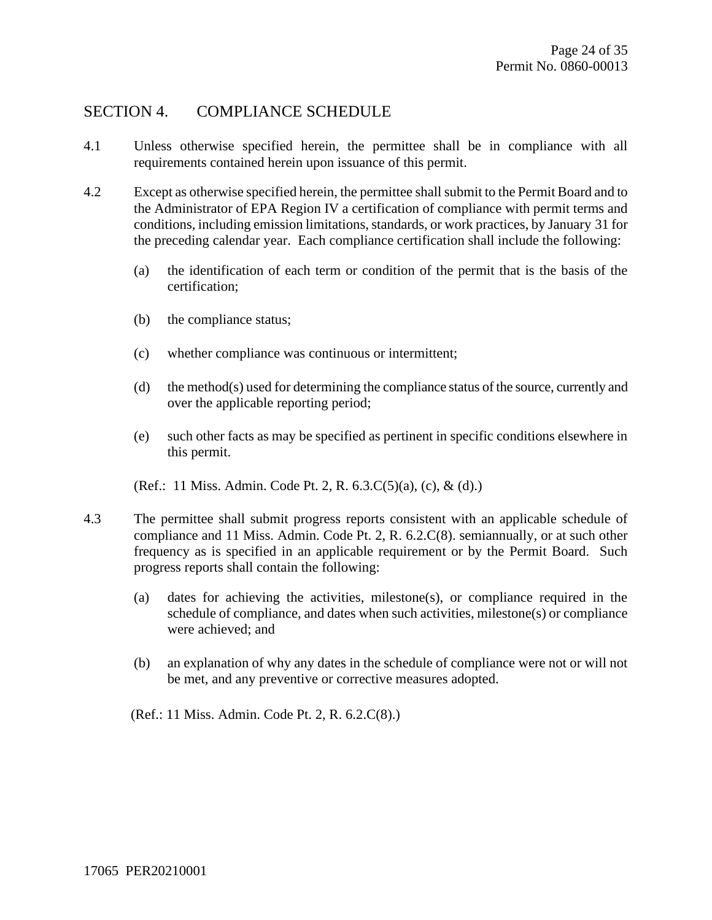## SECTION 4. COMPLIANCE SCHEDULE

4.1 Unless otherwise specified herein, the permittee shall be in compliance with all requirements contained herein upon issuance of this permit.

4.2 Except as otherwise specified herein, the permittee shall submit to the Permit Board and to the Administrator of EPA Region IV a certification of compliance with permit terms and conditions, including emission limitations, standards, or work practices, by January 31 for the preceding calendar year. Each compliance certification shall include the following:

(a) the identification of each term or condition of the permit that is the basis of the certification;

(b) the compliance status;

(c) whether compliance was continuous or intermittent;

(d) the method(s) used for determining the compliance status of the source, currently and over the applicable reporting period;

(e) such other facts as may be specified as pertinent in specific conditions elsewhere in this permit.

(Ref.: 11 Miss. Admin. Code Pt. 2, R. 6.3.C(5)(a), (c), & (d).)

4.3 The permittee shall submit progress reports consistent with an applicable schedule of compliance and 11 Miss. Admin. Code Pt. 2, R. 6.2.C(8). semiannually, or at such other frequency as is specified in an applicable requirement or by the Permit Board. Such progress reports shall contain the following:

(a) dates for achieving the activities, milestone(s), or compliance required in the schedule of compliance, and dates when such activities, milestone(s) or compliance were achieved; and

(b) an explanation of why any dates in the schedule of compliance were not or will not be met, and any preventive or corrective measures adopted.

(Ref.: 11 Miss. Admin. Code Pt. 2, R. 6.2.C(8).)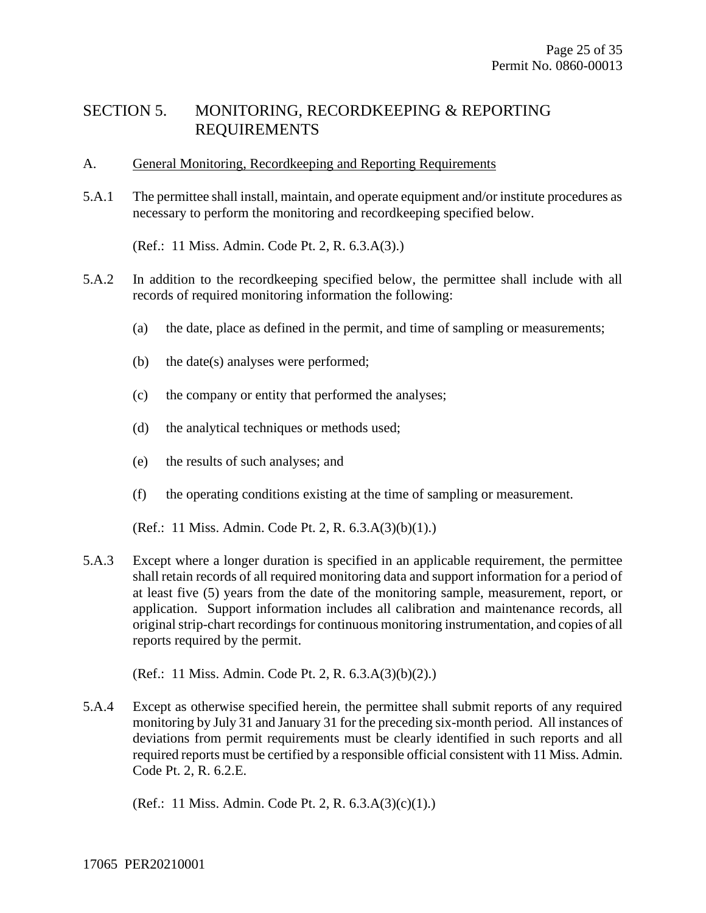# SECTION 5. MONITORING, RECORDKEEPING & REPORTING REQUIREMENTS

A. General Monitoring, Recordkeeping and Reporting Requirements

5.A.1 The permittee shall install, maintain, and operate equipment and/or institute procedures as necessary to perform the monitoring and recordkeeping specified below.

(Ref.: 11 Miss. Admin. Code Pt. 2, R. 6.3.A(3).)

5.A.2 In addition to the recordkeeping specified below, the permittee shall include with all records of required monitoring information the following:

(a) the date, place as defined in the permit, and time of sampling or measurements;

(b) the date(s) analyses were performed;

(c) the company or entity that performed the analyses;

(d) the analytical techniques or methods used;

(e) the results of such analyses; and

(f) the operating conditions existing at the time of sampling or measurement.

(Ref.: 11 Miss. Admin. Code Pt. 2, R. 6.3.A(3)(b)(1).)

5.A.3 Except where a longer duration is specified in an applicable requirement, the permittee shall retain records of all required monitoring data and support information for a period of at least five (5) years from the date of the monitoring sample, measurement, report, or application. Support information includes all calibration and maintenance records, all original strip-chart recordings for continuous monitoring instrumentation, and copies of all reports required by the permit.

(Ref.: 11 Miss. Admin. Code Pt. 2, R. 6.3.A(3)(b)(2).)

5.A.4 Except as otherwise specified herein, the permittee shall submit reports of any required monitoring by July 31 and January 31 for the preceding six-month period. All instances of deviations from permit requirements must be clearly identified in such reports and all required reports must be certified by a responsible official consistent with 11 Miss. Admin. Code Pt. 2, R. 6.2.E.

(Ref.: 11 Miss. Admin. Code Pt. 2, R. 6.3.A(3)(c)(1).)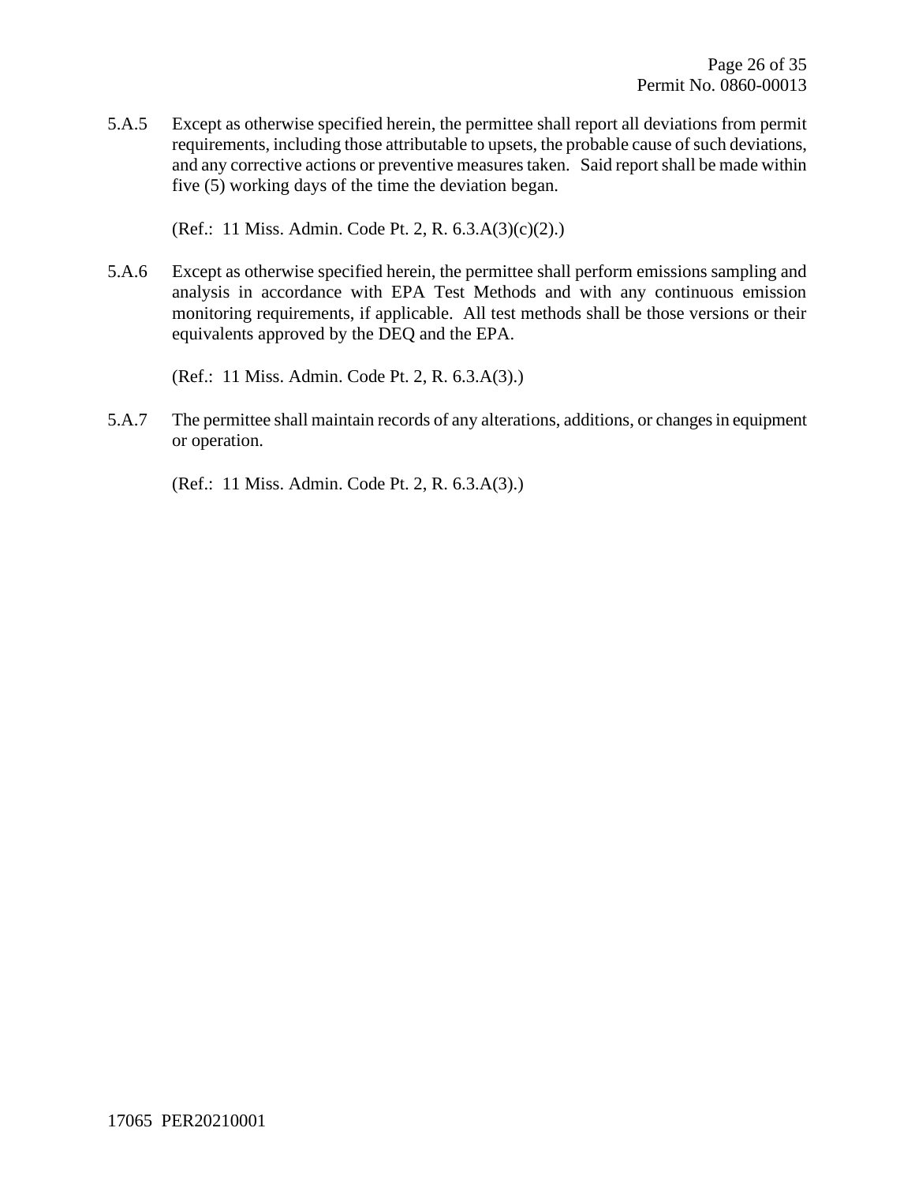5.A.5 Except as otherwise specified herein, the permittee shall report all deviations from permit requirements, including those attributable to upsets, the probable cause of such deviations, and any corrective actions or preventive measures taken. Said report shall be made within five (5) working days of the time the deviation began.

(Ref.: 11 Miss. Admin. Code Pt. 2, R. 6.3.A(3)(c)(2).)

5.A.6 Except as otherwise specified herein, the permittee shall perform emissions sampling and analysis in accordance with EPA Test Methods and with any continuous emission monitoring requirements, if applicable. All test methods shall be those versions or their equivalents approved by the DEQ and the EPA.

(Ref.: 11 Miss. Admin. Code Pt. 2, R. 6.3.A(3).)

5.A.7 The permittee shall maintain records of any alterations, additions, or changes in equipment or operation.

(Ref.: 11 Miss. Admin. Code Pt. 2, R. 6.3.A(3).)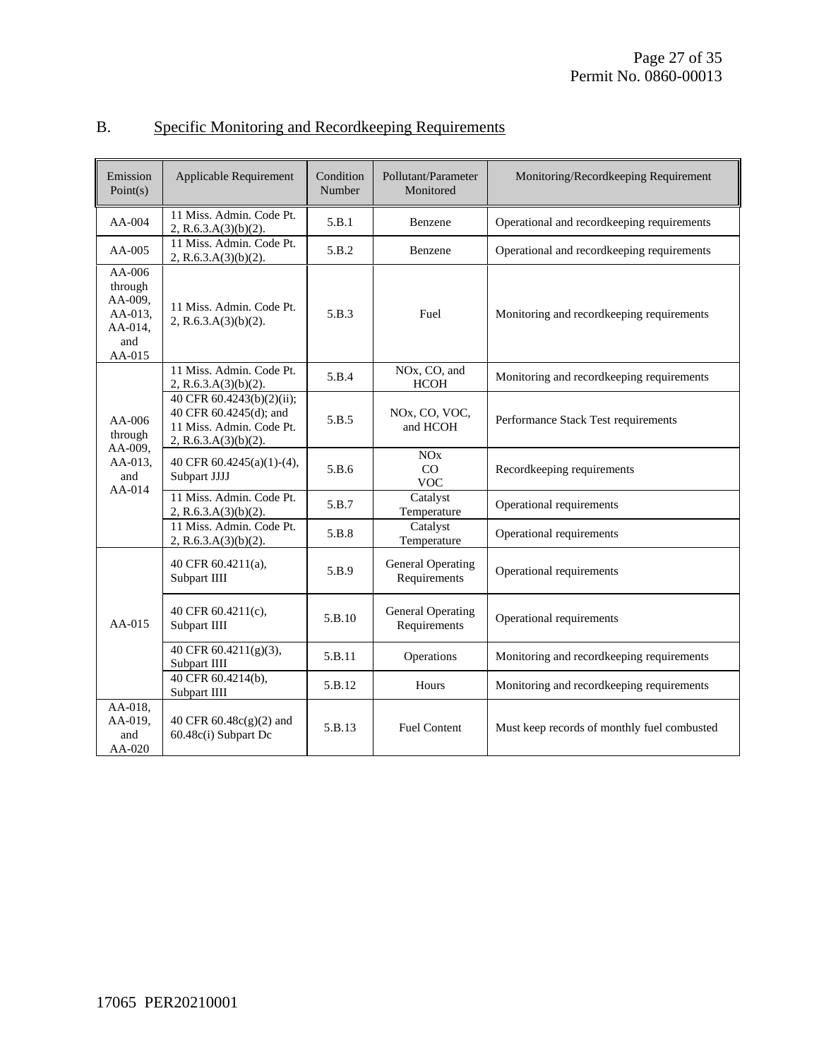## B. Specific Monitoring and Recordkeeping Requirements

| Emission Point(s) | Applicable Requirement | Condition Number | Pollutant/Parameter Monitored | Monitoring/Recordkeeping Requirement |
|---|---|---|---|---|
| AA-004 | 11 Miss. Admin. Code Pt. 2, R.6.3.A(3)(b)(2). | 5.B.1 | Benzene | Operational and recordkeeping requirements |
| AA-005 | 11 Miss. Admin. Code Pt. 2, R.6.3.A(3)(b)(2). | 5.B.2 | Benzene | Operational and recordkeeping requirements |
| AA-006 through AA-009, AA-013, AA-014, and AA-015 | 11 Miss. Admin. Code Pt. 2, R.6.3.A(3)(b)(2). | 5.B.3 | Fuel | Monitoring and recordkeeping requirements |
| AA-006 through AA-009, AA-013, and AA-014 | 11 Miss. Admin. Code Pt. 2, R.6.3.A(3)(b)(2). | 5.B.4 | NOx, CO, and HCOH | Monitoring and recordkeeping requirements |
| | 40 CFR 60.4243(b)(2)(ii); 40 CFR 60.4245(d); and 11 Miss. Admin. Code Pt. 2, R.6.3.A(3)(b)(2). | 5.B.5 | NOx, CO, VOC, and HCOH | Performance Stack Test requirements |
| | 40 CFR 60.4245(a)(1)-(4), Subpart JJJJ | 5.B.6 | NOx CO VOC | Recordkeeping requirements |
| | 11 Miss. Admin. Code Pt. 2, R.6.3.A(3)(b)(2). | 5.B.7 | Catalyst Temperature | Operational requirements |
| | 11 Miss. Admin. Code Pt. 2, R.6.3.A(3)(b)(2). | 5.B.8 | Catalyst Temperature | Operational requirements |
| AA-015 | 40 CFR 60.4211(a), Subpart IIII | 5.B.9 | General Operating Requirements | Operational requirements |
| | 40 CFR 60.4211(c), Subpart IIII | 5.B.10 | General Operating Requirements | Operational requirements |
| | 40 CFR 60.4211(g)(3), Subpart IIII | 5.B.11 | Operations | Monitoring and recordkeeping requirements |
| | 40 CFR 60.4214(b), Subpart IIII | 5.B.12 | Hours | Monitoring and recordkeeping requirements |
| AA-018, AA-019, and AA-020 | 40 CFR 60.48c(g)(2) and 60.48c(i) Subpart Dc | 5.B.13 | Fuel Content | Must keep records of monthly fuel combusted |

17065 PER20210001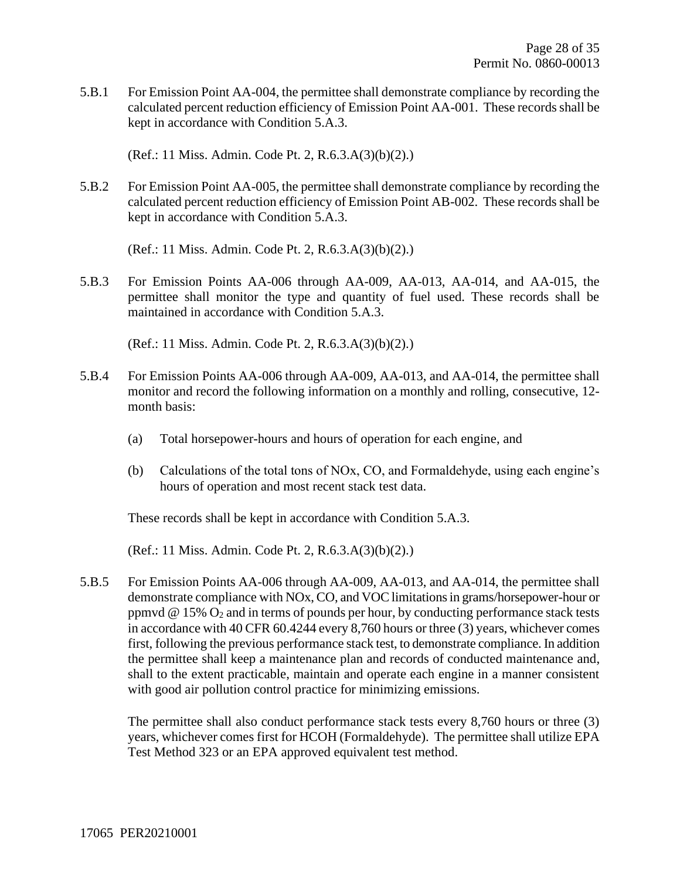5.B.1 For Emission Point AA-004, the permittee shall demonstrate compliance by recording the calculated percent reduction efficiency of Emission Point AA-001. These records shall be kept in accordance with Condition 5.A.3.

(Ref.: 11 Miss. Admin. Code Pt. 2, R.6.3.A(3)(b)(2).)

5.B.2 For Emission Point AA-005, the permittee shall demonstrate compliance by recording the calculated percent reduction efficiency of Emission Point AB-002. These records shall be kept in accordance with Condition 5.A.3.

(Ref.: 11 Miss. Admin. Code Pt. 2, R.6.3.A(3)(b)(2).)

5.B.3 For Emission Points AA-006 through AA-009, AA-013, AA-014, and AA-015, the permittee shall monitor the type and quantity of fuel used. These records shall be maintained in accordance with Condition 5.A.3.

(Ref.: 11 Miss. Admin. Code Pt. 2, R.6.3.A(3)(b)(2).)

5.B.4 For Emission Points AA-006 through AA-009, AA-013, and AA-014, the permittee shall monitor and record the following information on a monthly and rolling, consecutive, 12-month basis:

(a) Total horsepower-hours and hours of operation for each engine, and

(b) Calculations of the total tons of NOx, CO, and Formaldehyde, using each engine's hours of operation and most recent stack test data.

These records shall be kept in accordance with Condition 5.A.3.

(Ref.: 11 Miss. Admin. Code Pt. 2, R.6.3.A(3)(b)(2).)

5.B.5 For Emission Points AA-006 through AA-009, AA-013, and AA-014, the permittee shall demonstrate compliance with NOx, CO, and VOC limitations in grams/horsepower-hour or ppmvd @ 15% $O_2$ and in terms of pounds per hour, by conducting performance stack tests in accordance with 40 CFR 60.4244 every 8,760 hours or three (3) years, whichever comes first, following the previous performance stack test, to demonstrate compliance. In addition the permittee shall keep a maintenance plan and records of conducted maintenance and, shall to the extent practicable, maintain and operate each engine in a manner consistent with good air pollution control practice for minimizing emissions.

The permittee shall also conduct performance stack tests every 8,760 hours or three (3) years, whichever comes first for HCOH (Formaldehyde). The permittee shall utilize EPA Test Method 323 or an EPA approved equivalent test method.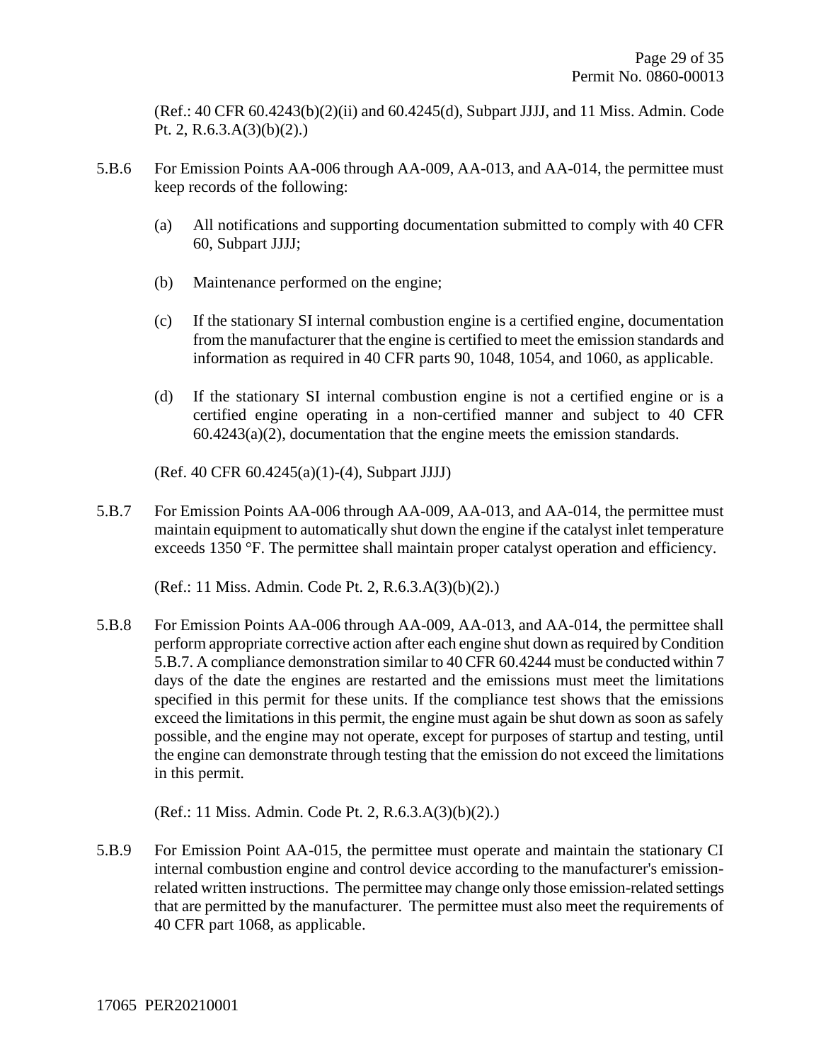(Ref.: 40 CFR 60.4243(b)(2)(ii) and 60.4245(d), Subpart JJJJ, and 11 Miss. Admin. Code Pt. 2, R.6.3.A(3)(b)(2).)

5.B.6 For Emission Points AA-006 through AA-009, AA-013, and AA-014, the permittee must keep records of the following:

(a) All notifications and supporting documentation submitted to comply with 40 CFR 60, Subpart JJJJ;

(b) Maintenance performed on the engine;

(c) If the stationary SI internal combustion engine is a certified engine, documentation from the manufacturer that the engine is certified to meet the emission standards and information as required in 40 CFR parts 90, 1048, 1054, and 1060, as applicable.

(d) If the stationary SI internal combustion engine is not a certified engine or is a certified engine operating in a non-certified manner and subject to 40 CFR 60.4243(a)(2), documentation that the engine meets the emission standards.

(Ref. 40 CFR 60.4245(a)(1)-(4), Subpart JJJJ)

5.B.7 For Emission Points AA-006 through AA-009, AA-013, and AA-014, the permittee must maintain equipment to automatically shut down the engine if the catalyst inlet temperature exceeds 1350 °F. The permittee shall maintain proper catalyst operation and efficiency.

(Ref.: 11 Miss. Admin. Code Pt. 2, R.6.3.A(3)(b)(2).)

5.B.8 For Emission Points AA-006 through AA-009, AA-013, and AA-014, the permittee shall perform appropriate corrective action after each engine shut down as required by Condition 5.B.7. A compliance demonstration similar to 40 CFR 60.4244 must be conducted within 7 days of the date the engines are restarted and the emissions must meet the limitations specified in this permit for these units. If the compliance test shows that the emissions exceed the limitations in this permit, the engine must again be shut down as soon as safely possible, and the engine may not operate, except for purposes of startup and testing, until the engine can demonstrate through testing that the emission do not exceed the limitations in this permit.

(Ref.: 11 Miss. Admin. Code Pt. 2, R.6.3.A(3)(b)(2).)

5.B.9 For Emission Point AA-015, the permittee must operate and maintain the stationary CI internal combustion engine and control device according to the manufacturer's emission-related written instructions. The permittee may change only those emission-related settings that are permitted by the manufacturer. The permittee must also meet the requirements of 40 CFR part 1068, as applicable.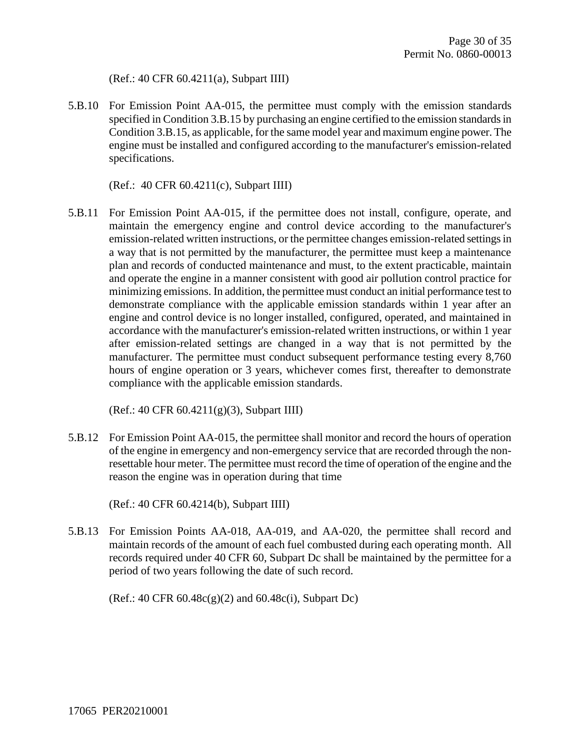(Ref.: 40 CFR 60.4211(a), Subpart IIII)

5.B.10 For Emission Point AA-015, the permittee must comply with the emission standards specified in Condition 3.B.15 by purchasing an engine certified to the emission standards in Condition 3.B.15, as applicable, for the same model year and maximum engine power. The engine must be installed and configured according to the manufacturer's emission-related specifications.

(Ref.: 40 CFR 60.4211(c), Subpart IIII)

5.B.11 For Emission Point AA-015, if the permittee does not install, configure, operate, and maintain the emergency engine and control device according to the manufacturer's emission-related written instructions, or the permittee changes emission-related settings in a way that is not permitted by the manufacturer, the permittee must keep a maintenance plan and records of conducted maintenance and must, to the extent practicable, maintain and operate the engine in a manner consistent with good air pollution control practice for minimizing emissions. In addition, the permittee must conduct an initial performance test to demonstrate compliance with the applicable emission standards within 1 year after an engine and control device is no longer installed, configured, operated, and maintained in accordance with the manufacturer's emission-related written instructions, or within 1 year after emission-related settings are changed in a way that is not permitted by the manufacturer. The permittee must conduct subsequent performance testing every 8,760 hours of engine operation or 3 years, whichever comes first, thereafter to demonstrate compliance with the applicable emission standards.

(Ref.: 40 CFR 60.4211(g)(3), Subpart IIII)

5.B.12 For Emission Point AA-015, the permittee shall monitor and record the hours of operation of the engine in emergency and non-emergency service that are recorded through the non-resettable hour meter. The permittee must record the time of operation of the engine and the reason the engine was in operation during that time

(Ref.: 40 CFR 60.4214(b), Subpart IIII)

5.B.13 For Emission Points AA-018, AA-019, and AA-020, the permittee shall record and maintain records of the amount of each fuel combusted during each operating month. All records required under 40 CFR 60, Subpart Dc shall be maintained by the permittee for a period of two years following the date of such record.

(Ref.: 40 CFR 60.48c(g)(2) and 60.48c(i), Subpart Dc)

17065 PER20210001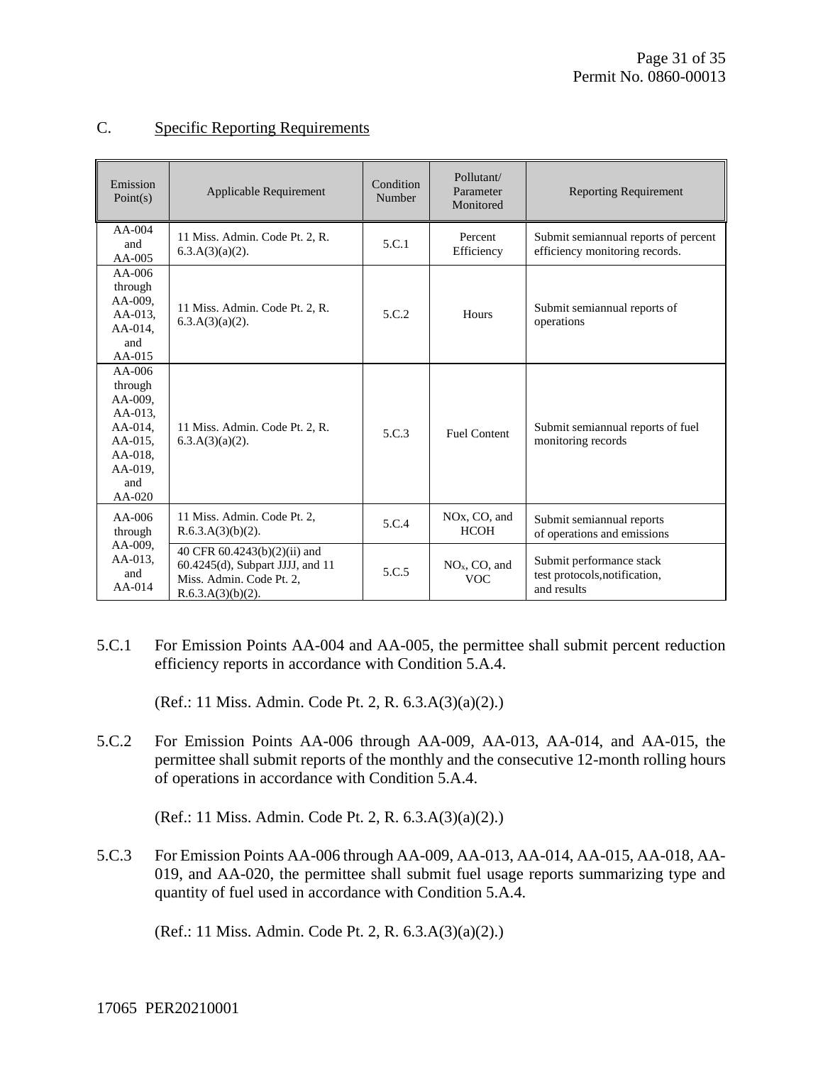## C. Specific Reporting Requirements

| Emission Point(s) | Applicable Requirement | Condition Number | Pollutant/ Parameter Monitored | Reporting Requirement |
|---|---|---|---|---|
| AA-004 and AA-005 | 11 Miss. Admin. Code Pt. 2, R. 6.3.A(3)(a)(2). | 5.C.1 | Percent Efficiency | Submit semiannual reports of percent efficiency monitoring records. |
| AA-006 through AA-009, AA-013, AA-014, and AA-015 | 11 Miss. Admin. Code Pt. 2, R. 6.3.A(3)(a)(2). | 5.C.2 | Hours | Submit semiannual reports of operations |
| AA-006 through AA-009, AA-013, AA-014, AA-015, AA-018, AA-019, and AA-020 | 11 Miss. Admin. Code Pt. 2, R. 6.3.A(3)(a)(2). | 5.C.3 | Fuel Content | Submit semiannual reports of fuel monitoring records |
| AA-006 through AA-009, AA-013, and AA-014 | 11 Miss. Admin. Code Pt. 2, R.6.3.A(3)(b)(2). | 5.C.4 | NOx, CO, and HCOH | Submit semiannual reports of operations and emissions |
| | 40 CFR 60.4243(b)(2)(ii) and 60.4245(d), Subpart JJJJ, and 11 Miss. Admin. Code Pt. 2, R.6.3.A(3)(b)(2). | 5.C.5 | $NO_x$, CO, and VOC | Submit performance stack test protocols,notification, and results |

5.C.1 For Emission Points AA-004 and AA-005, the permittee shall submit percent reduction efficiency reports in accordance with Condition 5.A.4.

(Ref.: 11 Miss. Admin. Code Pt. 2, R. 6.3.A(3)(a)(2).)

5.C.2 For Emission Points AA-006 through AA-009, AA-013, AA-014, and AA-015, the permittee shall submit reports of the monthly and the consecutive 12-month rolling hours of operations in accordance with Condition 5.A.4.

(Ref.: 11 Miss. Admin. Code Pt. 2, R. 6.3.A(3)(a)(2).)

5.C.3 For Emission Points AA-006 through AA-009, AA-013, AA-014, AA-015, AA-018, AA-019, and AA-020, the permittee shall submit fuel usage reports summarizing type and quantity of fuel used in accordance with Condition 5.A.4.

(Ref.: 11 Miss. Admin. Code Pt. 2, R. 6.3.A(3)(a)(2).)

17065 PER20210001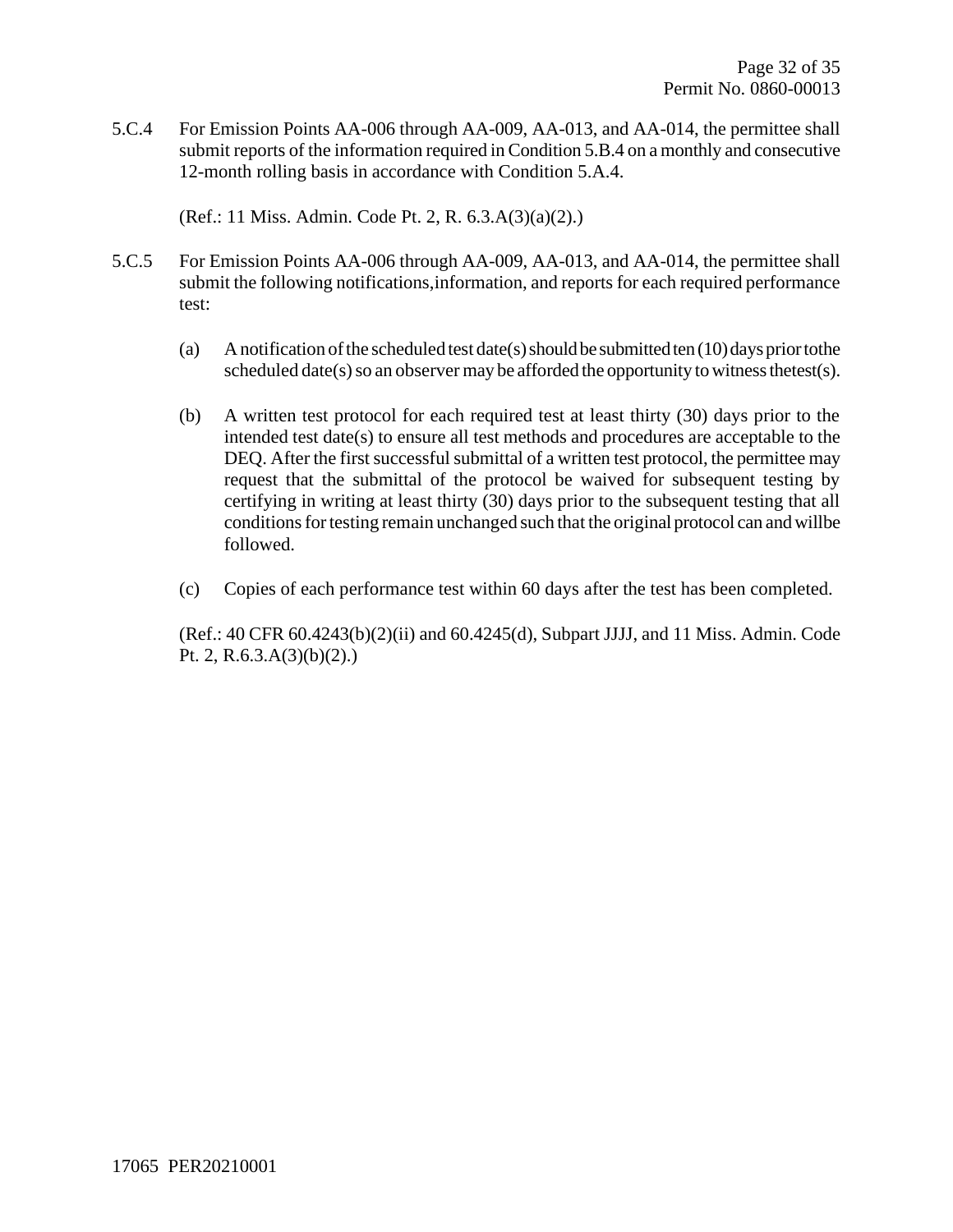5.C.4 For Emission Points AA-006 through AA-009, AA-013, and AA-014, the permittee shall submit reports of the information required in Condition 5.B.4 on a monthly and consecutive 12-month rolling basis in accordance with Condition 5.A.4.

(Ref.: 11 Miss. Admin. Code Pt. 2, R. 6.3.A(3)(a)(2).)

5.C.5 For Emission Points AA-006 through AA-009, AA-013, and AA-014, the permittee shall submit the following notifications,information, and reports for each required performance test:

(a) A notification of the scheduled test date(s) should be submitted ten (10) days prior tothe scheduled date(s) so an observer may be afforded the opportunity to witness thetest(s).

(b) A written test protocol for each required test at least thirty (30) days prior to the intended test date(s) to ensure all test methods and procedures are acceptable to the DEQ. After the first successful submittal of a written test protocol, the permittee may request that the submittal of the protocol be waived for subsequent testing by certifying in writing at least thirty (30) days prior to the subsequent testing that all conditions for testing remain unchanged such that the original protocol can and willbe followed.

(c) Copies of each performance test within 60 days after the test has been completed.

(Ref.: 40 CFR 60.4243(b)(2)(ii) and 60.4245(d), Subpart JJJJ, and 11 Miss. Admin. Code Pt. 2, R.6.3.A(3)(b)(2).)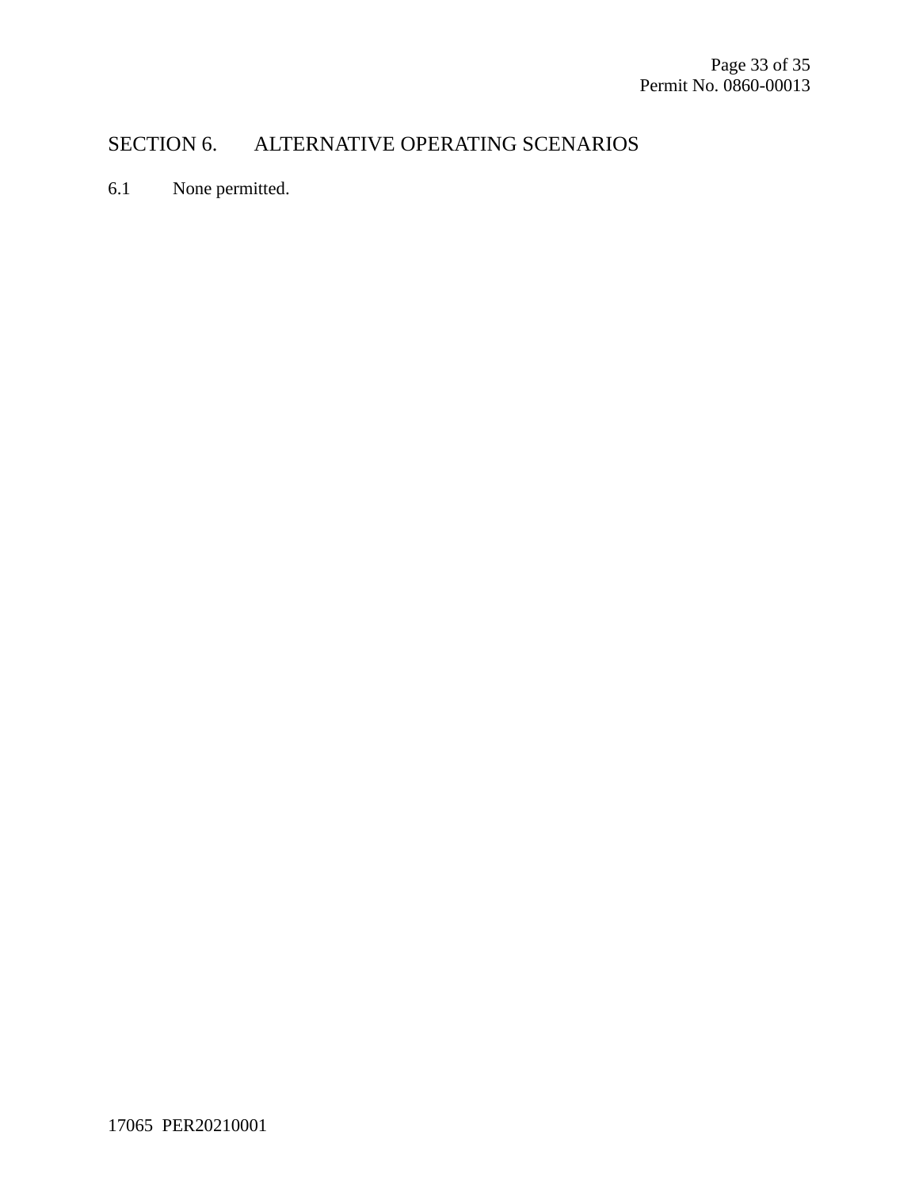## SECTION 6. ALTERNATIVE OPERATING SCENARIOS

6.1 None permitted.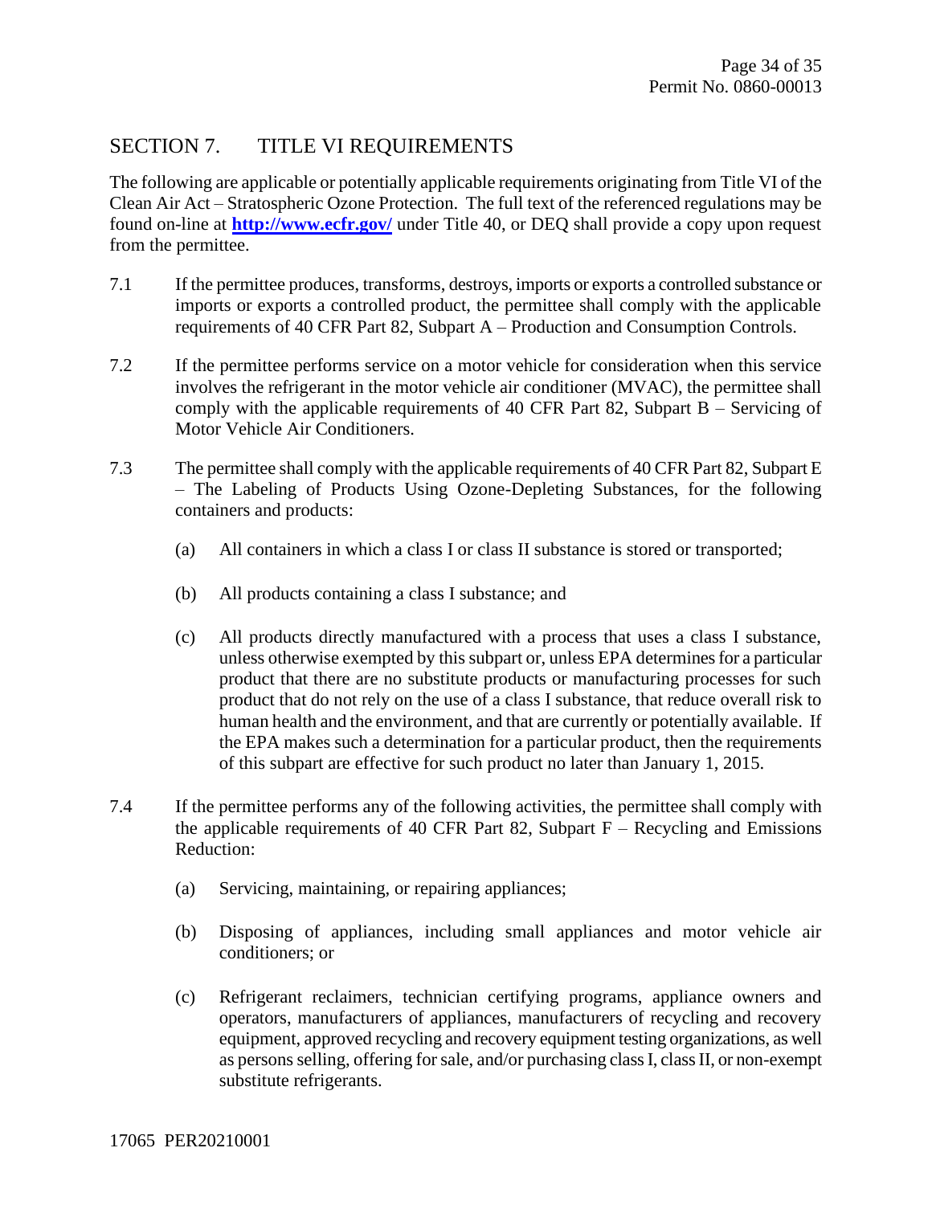## SECTION 7. TITLE VI REQUIREMENTS

The following are applicable or potentially applicable requirements originating from Title VI of the Clean Air Act – Stratospheric Ozone Protection. The full text of the referenced regulations may be found on-line at **http://www.ecfr.gov/** under Title 40, or DEQ shall provide a copy upon request from the permittee.

7.1 If the permittee produces, transforms, destroys, imports or exports a controlled substance or imports or exports a controlled product, the permittee shall comply with the applicable requirements of 40 CFR Part 82, Subpart A – Production and Consumption Controls.

7.2 If the permittee performs service on a motor vehicle for consideration when this service involves the refrigerant in the motor vehicle air conditioner (MVAC), the permittee shall comply with the applicable requirements of 40 CFR Part 82, Subpart B – Servicing of Motor Vehicle Air Conditioners.

7.3 The permittee shall comply with the applicable requirements of 40 CFR Part 82, Subpart E – The Labeling of Products Using Ozone-Depleting Substances, for the following containers and products:

   (a) All containers in which a class I or class II substance is stored or transported;

   (b) All products containing a class I substance; and

   (c) All products directly manufactured with a process that uses a class I substance, unless otherwise exempted by this subpart or, unless EPA determines for a particular product that there are no substitute products or manufacturing processes for such product that do not rely on the use of a class I substance, that reduce overall risk to human health and the environment, and that are currently or potentially available. If the EPA makes such a determination for a particular product, then the requirements of this subpart are effective for such product no later than January 1, 2015.

7.4 If the permittee performs any of the following activities, the permittee shall comply with the applicable requirements of 40 CFR Part 82, Subpart F – Recycling and Emissions Reduction:

   (a) Servicing, maintaining, or repairing appliances;

   (b) Disposing of appliances, including small appliances and motor vehicle air conditioners; or

   (c) Refrigerant reclaimers, technician certifying programs, appliance owners and operators, manufacturers of appliances, manufacturers of recycling and recovery equipment, approved recycling and recovery equipment testing organizations, as well as persons selling, offering for sale, and/or purchasing class I, class II, or non-exempt substitute refrigerants.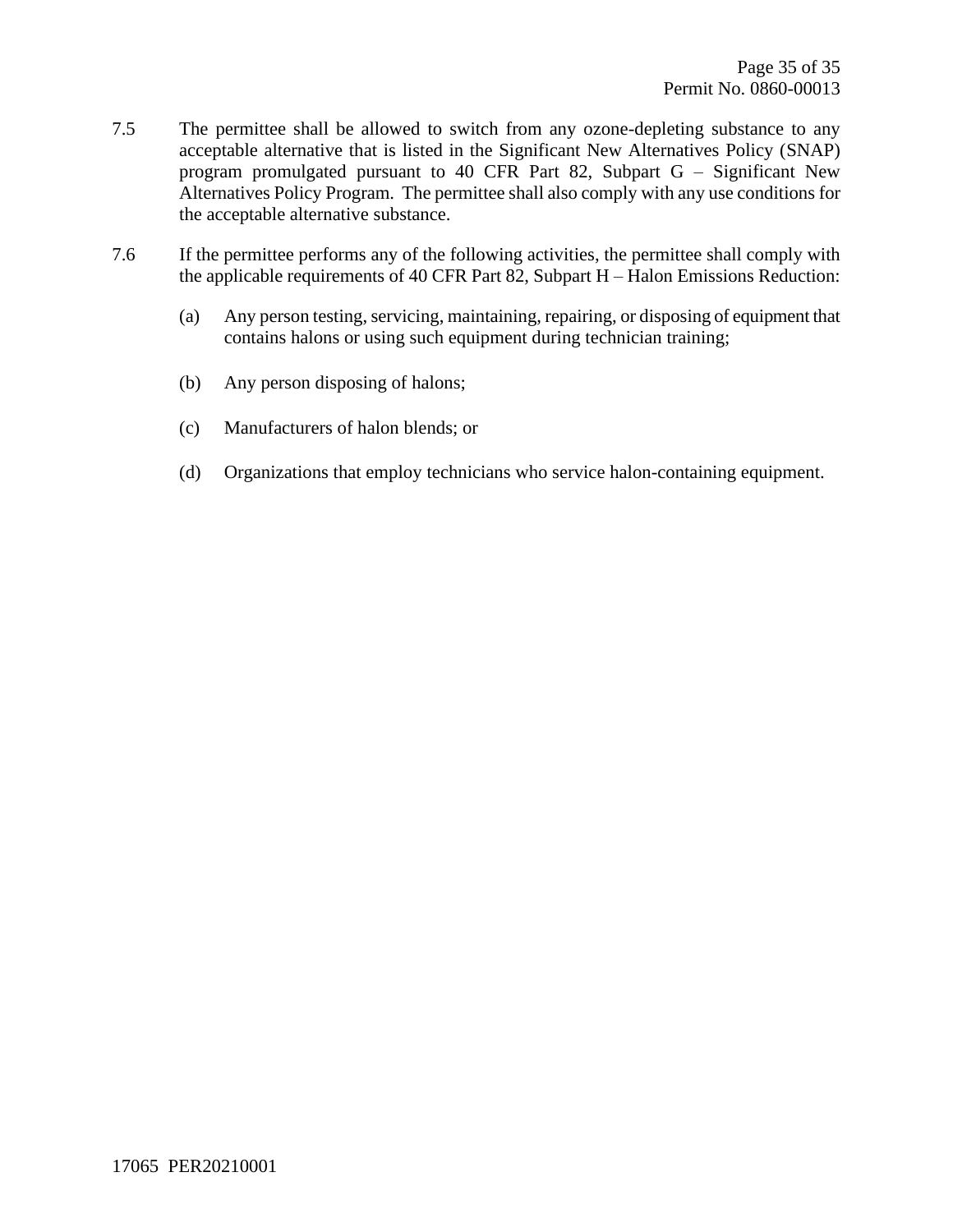7.5 The permittee shall be allowed to switch from any ozone-depleting substance to any acceptable alternative that is listed in the Significant New Alternatives Policy (SNAP) program promulgated pursuant to 40 CFR Part 82, Subpart G – Significant New Alternatives Policy Program. The permittee shall also comply with any use conditions for the acceptable alternative substance.

7.6 If the permittee performs any of the following activities, the permittee shall comply with the applicable requirements of 40 CFR Part 82, Subpart H – Halon Emissions Reduction:

(a) Any person testing, servicing, maintaining, repairing, or disposing of equipment that contains halons or using such equipment during technician training;

(b) Any person disposing of halons;

(c) Manufacturers of halon blends; or

(d) Organizations that employ technicians who service halon-containing equipment.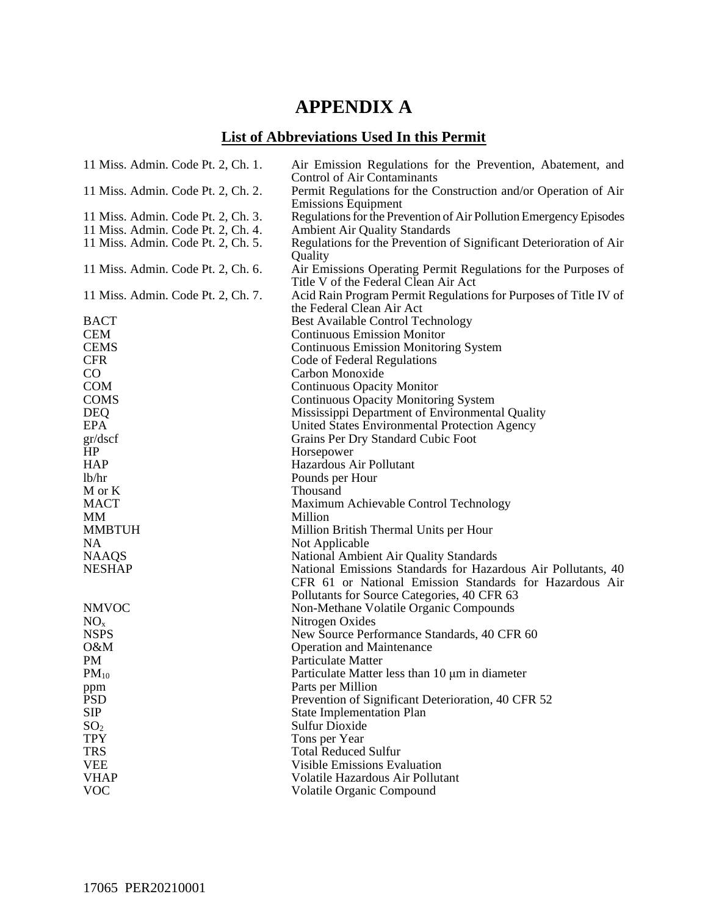# APPENDIX A

## List of Abbreviations Used In this Permit

| | |
|---|---|
| 11 Miss. Admin. Code Pt. 2, Ch. 1. | Air Emission Regulations for the Prevention, Abatement, and Control of Air Contaminants |
| 11 Miss. Admin. Code Pt. 2, Ch. 2. | Permit Regulations for the Construction and/or Operation of Air Emissions Equipment |
| 11 Miss. Admin. Code Pt. 2, Ch. 3. | Regulations for the Prevention of Air Pollution Emergency Episodes |
| 11 Miss. Admin. Code Pt. 2, Ch. 4. | Ambient Air Quality Standards |
| 11 Miss. Admin. Code Pt. 2, Ch. 5. | Regulations for the Prevention of Significant Deterioration of Air Quality |
| 11 Miss. Admin. Code Pt. 2, Ch. 6. | Air Emissions Operating Permit Regulations for the Purposes of Title V of the Federal Clean Air Act |
| 11 Miss. Admin. Code Pt. 2, Ch. 7. | Acid Rain Program Permit Regulations for Purposes of Title IV of the Federal Clean Air Act |
| BACT | Best Available Control Technology |
| CEM | Continuous Emission Monitor |
| CEMS | Continuous Emission Monitoring System |
| CFR | Code of Federal Regulations |
| CO | Carbon Monoxide |
| COM | Continuous Opacity Monitor |
| COMS | Continuous Opacity Monitoring System |
| DEQ | Mississippi Department of Environmental Quality |
| EPA | United States Environmental Protection Agency |
| gr/dscf | Grains Per Dry Standard Cubic Foot |
| HP | Horsepower |
| HAP | Hazardous Air Pollutant |
| lb/hr | Pounds per Hour |
| M or K | Thousand |
| MACT | Maximum Achievable Control Technology |
| MM | Million |
| MMBTUH | Million British Thermal Units per Hour |
| NA | Not Applicable |
| NAAQS | National Ambient Air Quality Standards |
| NESHAP | National Emissions Standards for Hazardous Air Pollutants, 40 CFR 61 or National Emission Standards for Hazardous Air Pollutants for Source Categories, 40 CFR 63 |
| NMVOC | Non-Methane Volatile Organic Compounds |
| $NO_x$ | Nitrogen Oxides |
| NSPS | New Source Performance Standards, 40 CFR 60 |
| O&M | Operation and Maintenance |
| PM | Particulate Matter |
| $PM_{10}$ | Particulate Matter less than 10 μm in diameter |
| ppm | Parts per Million |
| PSD | Prevention of Significant Deterioration, 40 CFR 52 |
| SIP | State Implementation Plan |
| $SO_2$ | Sulfur Dioxide |
| TPY | Tons per Year |
| TRS | Total Reduced Sulfur |
| VEE | Visible Emissions Evaluation |
| VHAP | Volatile Hazardous Air Pollutant |
| VOC | Volatile Organic Compound |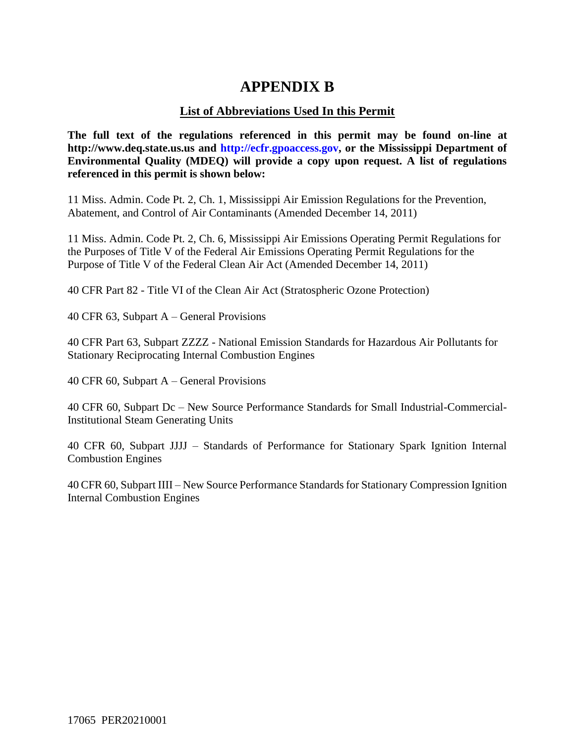# APPENDIX B

## List of Abbreviations Used In this Permit

**The full text of the regulations referenced in this permit may be found on-line at http://www.deq.state.us.us and http://ecfr.gpoaccess.gov, or the Mississippi Department of Environmental Quality (MDEQ) will provide a copy upon request. A list of regulations referenced in this permit is shown below:**

11 Miss. Admin. Code Pt. 2, Ch. 1, Mississippi Air Emission Regulations for the Prevention, Abatement, and Control of Air Contaminants (Amended December 14, 2011)

11 Miss. Admin. Code Pt. 2, Ch. 6, Mississippi Air Emissions Operating Permit Regulations for the Purposes of Title V of the Federal Air Emissions Operating Permit Regulations for the Purpose of Title V of the Federal Clean Air Act (Amended December 14, 2011)

40 CFR Part 82 - Title VI of the Clean Air Act (Stratospheric Ozone Protection)

40 CFR 63, Subpart A – General Provisions

40 CFR Part 63, Subpart ZZZZ - National Emission Standards for Hazardous Air Pollutants for Stationary Reciprocating Internal Combustion Engines

40 CFR 60, Subpart A – General Provisions

40 CFR 60, Subpart Dc – New Source Performance Standards for Small Industrial-Commercial-Institutional Steam Generating Units

40 CFR 60, Subpart JJJJ – Standards of Performance for Stationary Spark Ignition Internal Combustion Engines

40 CFR 60, Subpart IIII – New Source Performance Standards for Stationary Compression Ignition Internal Combustion Engines

17065 PER20210001